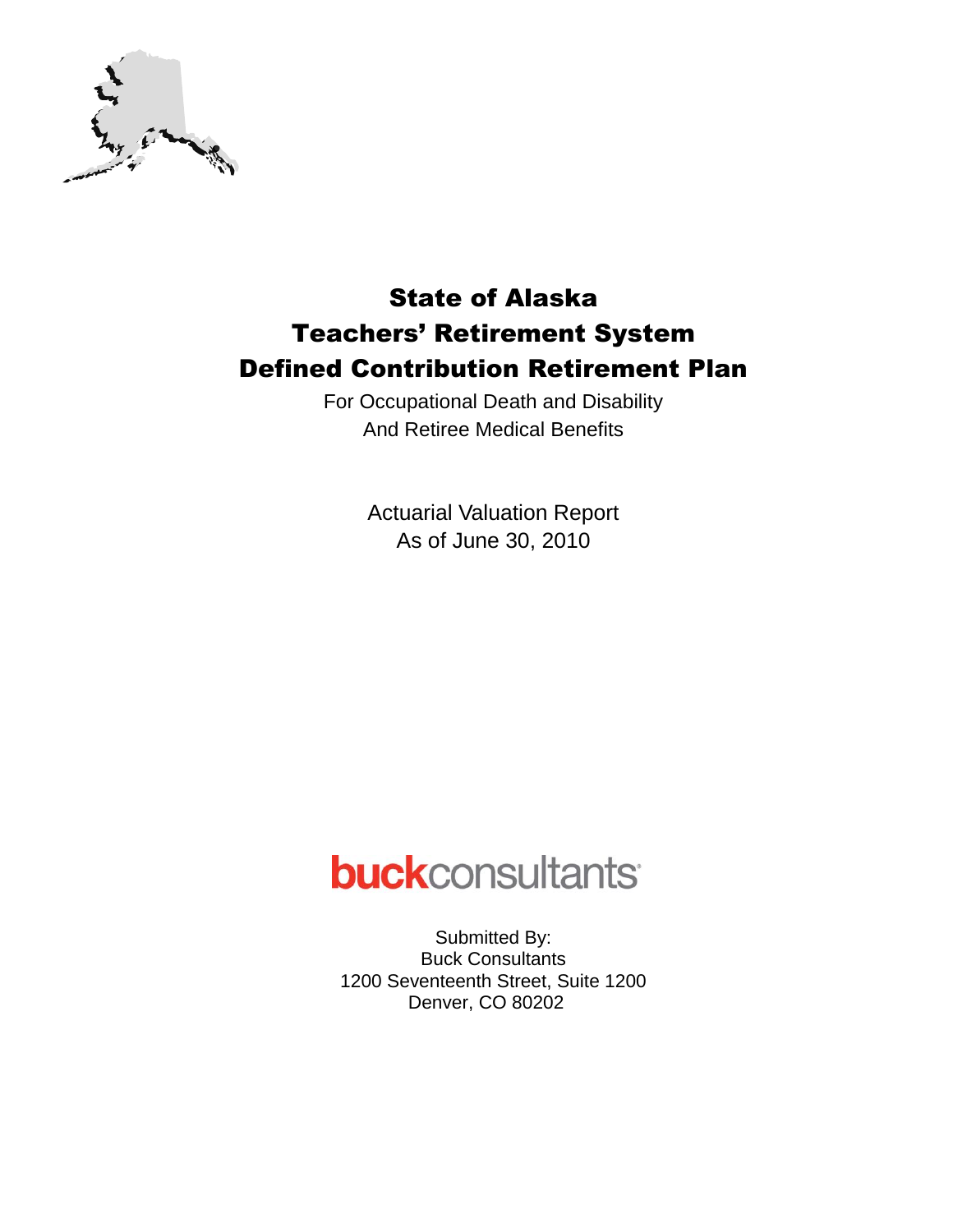# State of Alaska
# Teachers' Retirement System
# Defined Contribution Retirement Plan

For Occupational Death and Disability
And Retiree Medical Benefits

Actuarial Valuation Report
As of June 30, 2010

**buck**consultants

Submitted By:
Buck Consultants
1200 Seventeenth Street, Suite 1200
Denver, CO 80202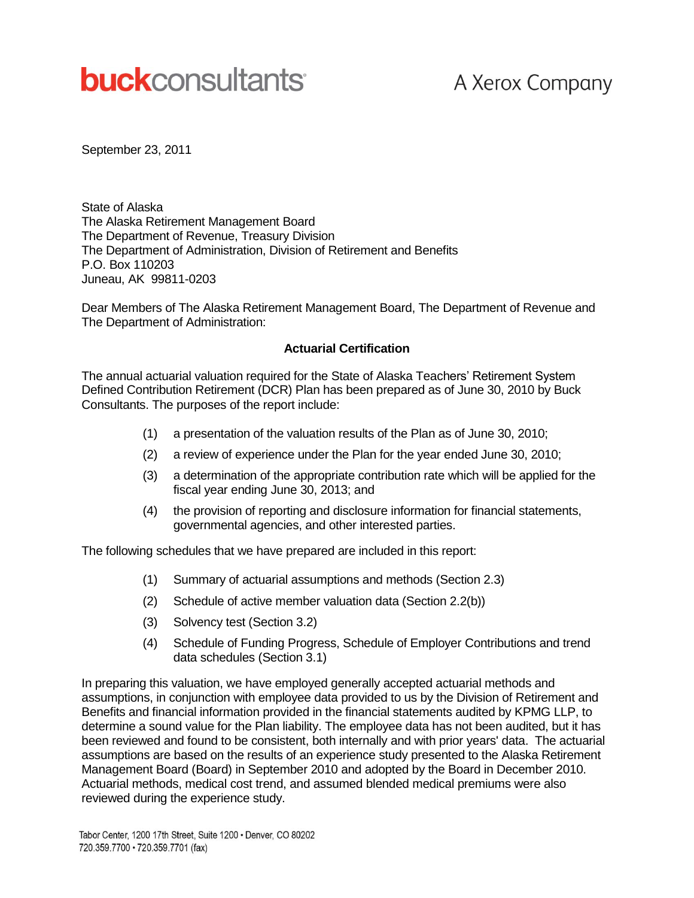buckconsultants A Xerox Company

September 23, 2011

State of Alaska  
The Alaska Retirement Management Board  
The Department of Revenue, Treasury Division  
The Department of Administration, Division of Retirement and Benefits  
P.O. Box 110203  
Juneau, AK 99811-0203

Dear Members of The Alaska Retirement Management Board, The Department of Revenue and The Department of Administration:

**Actuarial Certification**

The annual actuarial valuation required for the State of Alaska Teachers' Retirement System Defined Contribution Retirement (DCR) Plan has been prepared as of June 30, 2010 by Buck Consultants. The purposes of the report include:

(1) a presentation of the valuation results of the Plan as of June 30, 2010;

(2) a review of experience under the Plan for the year ended June 30, 2010;

(3) a determination of the appropriate contribution rate which will be applied for the fiscal year ending June 30, 2013; and

(4) the provision of reporting and disclosure information for financial statements, governmental agencies, and other interested parties.

The following schedules that we have prepared are included in this report:

(1) Summary of actuarial assumptions and methods (Section 2.3)

(2) Schedule of active member valuation data (Section 2.2(b))

(3) Solvency test (Section 3.2)

(4) Schedule of Funding Progress, Schedule of Employer Contributions and trend data schedules (Section 3.1)

In preparing this valuation, we have employed generally accepted actuarial methods and assumptions, in conjunction with employee data provided to us by the Division of Retirement and Benefits and financial information provided in the financial statements audited by KPMG LLP, to determine a sound value for the Plan liability. The employee data has not been audited, but it has been reviewed and found to be consistent, both internally and with prior years' data. The actuarial assumptions are based on the results of an experience study presented to the Alaska Retirement Management Board (Board) in September 2010 and adopted by the Board in December 2010. Actuarial methods, medical cost trend, and assumed blended medical premiums were also reviewed during the experience study.

Tabor Center, 1200 17th Street, Suite 1200 • Denver, CO 80202  
720.359.7700 • 720.359.7701 (fax)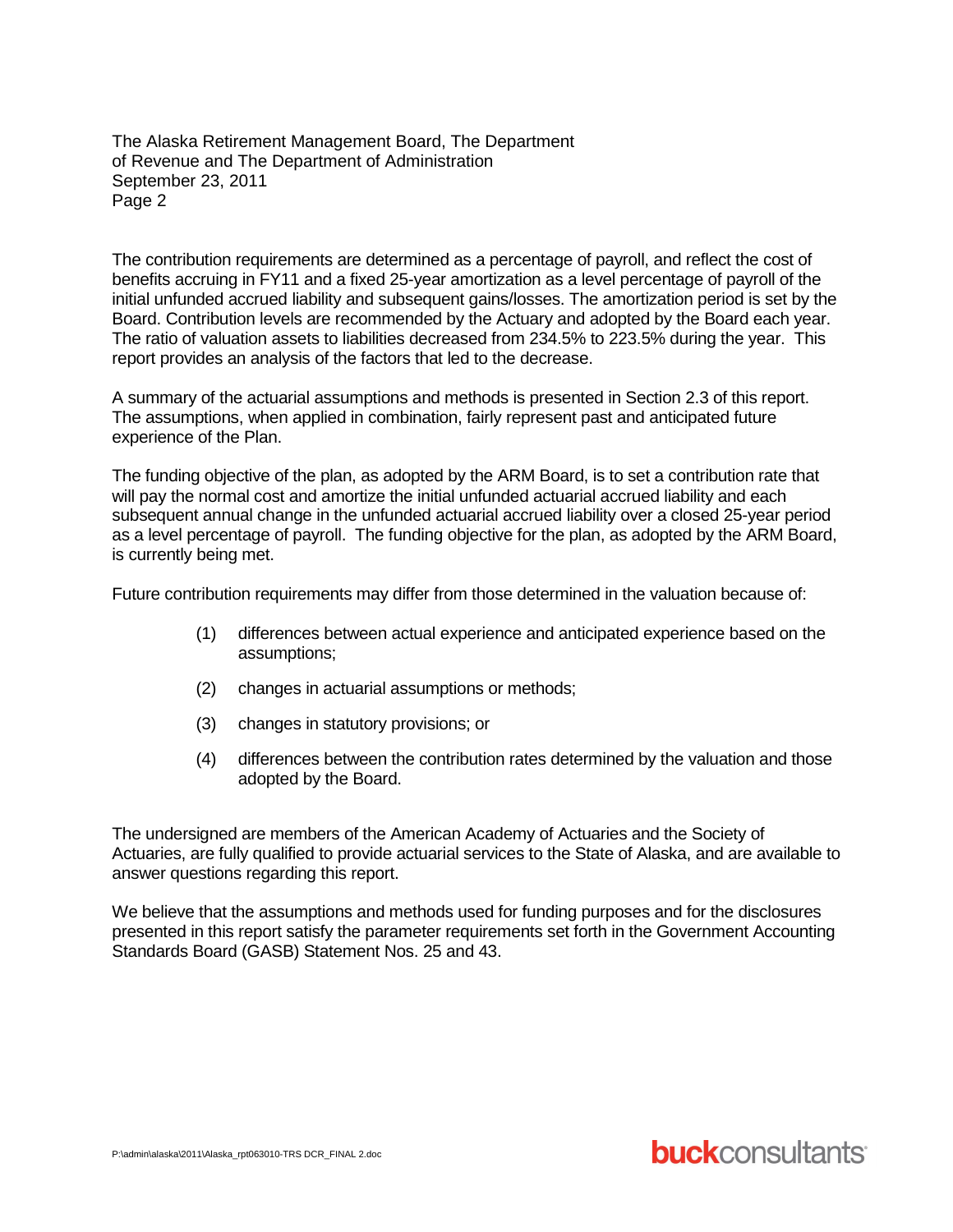The contribution requirements are determined as a percentage of payroll, and reflect the cost of benefits accruing in FY11 and a fixed 25-year amortization as a level percentage of payroll of the initial unfunded accrued liability and subsequent gains/losses. The amortization period is set by the Board. Contribution levels are recommended by the Actuary and adopted by the Board each year. The ratio of valuation assets to liabilities decreased from 234.5% to 223.5% during the year. This report provides an analysis of the factors that led to the decrease.

A summary of the actuarial assumptions and methods is presented in Section 2.3 of this report. The assumptions, when applied in combination, fairly represent past and anticipated future experience of the Plan.

The funding objective of the plan, as adopted by the ARM Board, is to set a contribution rate that will pay the normal cost and amortize the initial unfunded actuarial accrued liability and each subsequent annual change in the unfunded actuarial accrued liability over a closed 25-year period as a level percentage of payroll. The funding objective for the plan, as adopted by the ARM Board, is currently being met.

Future contribution requirements may differ from those determined in the valuation because of:

(1) differences between actual experience and anticipated experience based on the assumptions;

(2) changes in actuarial assumptions or methods;

(3) changes in statutory provisions; or

(4) differences between the contribution rates determined by the valuation and those adopted by the Board.

The undersigned are members of the American Academy of Actuaries and the Society of Actuaries, are fully qualified to provide actuarial services to the State of Alaska, and are available to answer questions regarding this report.

We believe that the assumptions and methods used for funding purposes and for the disclosures presented in this report satisfy the parameter requirements set forth in the Government Accounting Standards Board (GASB) Statement Nos. 25 and 43.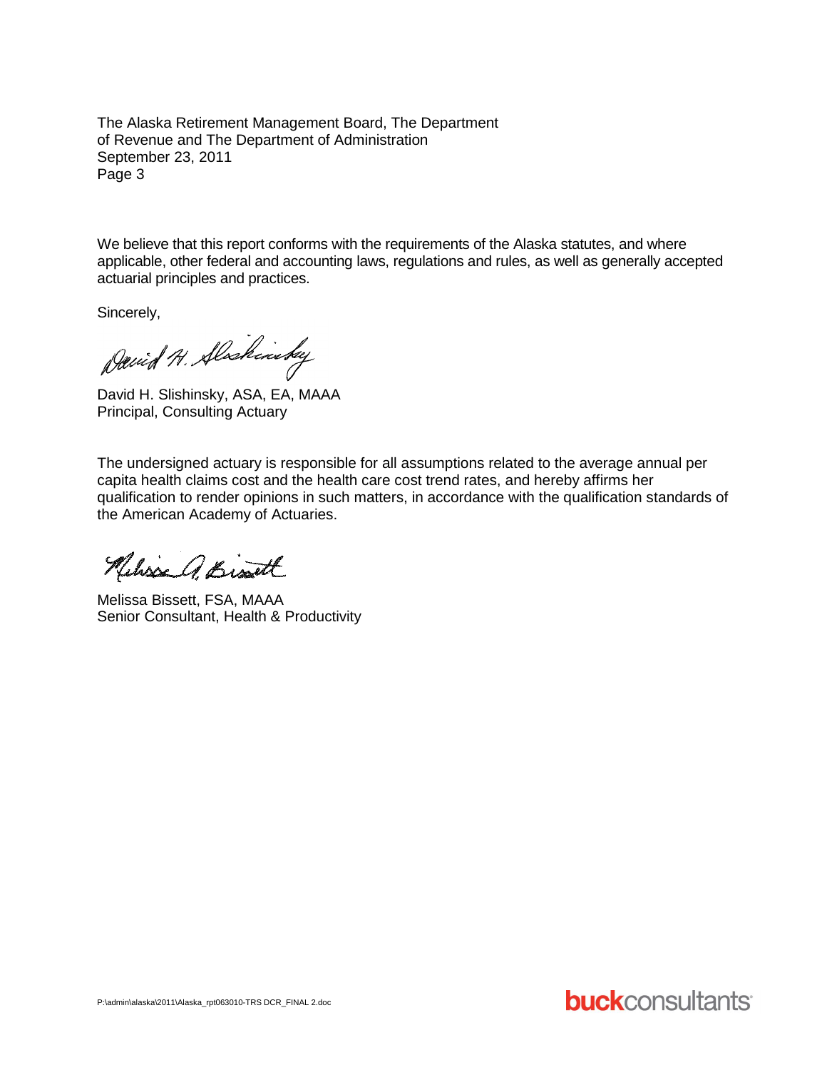We believe that this report conforms with the requirements of the Alaska statutes, and where applicable, other federal and accounting laws, regulations and rules, as well as generally accepted actuarial principles and practices.

Sincerely,

David H. Slishinsky, ASA, EA, MAAA
Principal, Consulting Actuary

The undersigned actuary is responsible for all assumptions related to the average annual per capita health claims cost and the health care cost trend rates, and hereby affirms her qualification to render opinions in such matters, in accordance with the qualification standards of the American Academy of Actuaries.

Melissa Bissett, FSA, MAAA
Senior Consultant, Health & Productivity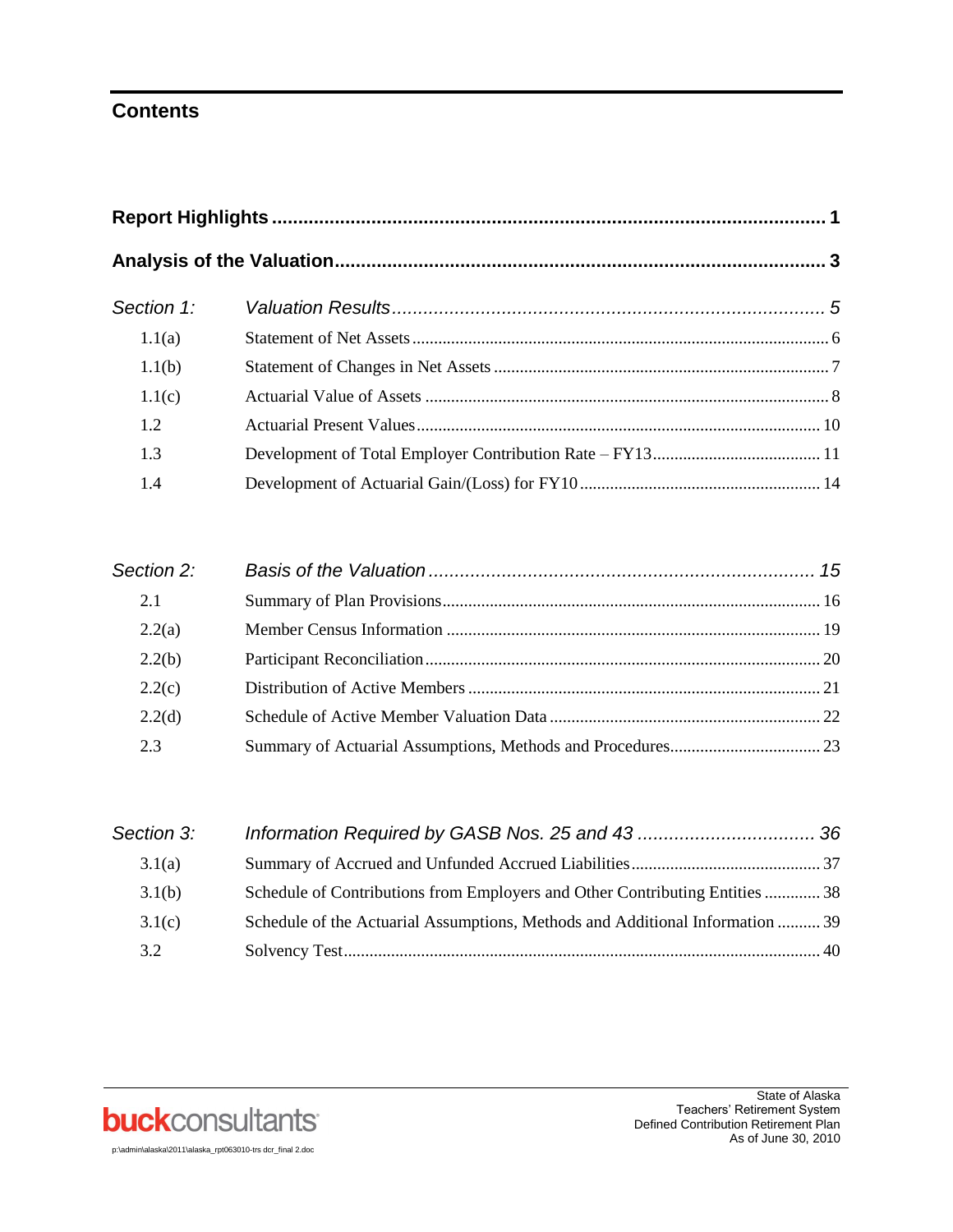## Contents

**Report Highlights** .......... 1

**Analysis of the Valuation** .......... 3

| | | |
|---|---|---|
| *Section 1:* | *Valuation Results* | *5* |
| 1.1(a) | Statement of Net Assets | 6 |
| 1.1(b) | Statement of Changes in Net Assets | 7 |
| 1.1(c) | Actuarial Value of Assets | 8 |
| 1.2 | Actuarial Present Values | 10 |
| 1.3 | Development of Total Employer Contribution Rate – FY13 | 11 |
| 1.4 | Development of Actuarial Gain/(Loss) for FY10 | 14 |
| *Section 2:* | *Basis of the Valuation* | *15* |
| 2.1 | Summary of Plan Provisions | 16 |
| 2.2(a) | Member Census Information | 19 |
| 2.2(b) | Participant Reconciliation | 20 |
| 2.2(c) | Distribution of Active Members | 21 |
| 2.2(d) | Schedule of Active Member Valuation Data | 22 |
| 2.3 | Summary of Actuarial Assumptions, Methods and Procedures | 23 |
| *Section 3:* | *Information Required by GASB Nos. 25 and 43* | *36* |
| 3.1(a) | Summary of Accrued and Unfunded Accrued Liabilities | 37 |
| 3.1(b) | Schedule of Contributions from Employers and Other Contributing Entities | 38 |
| 3.1(c) | Schedule of the Actuarial Assumptions, Methods and Additional Information | 39 |
| 3.2 | Solvency Test | 40 |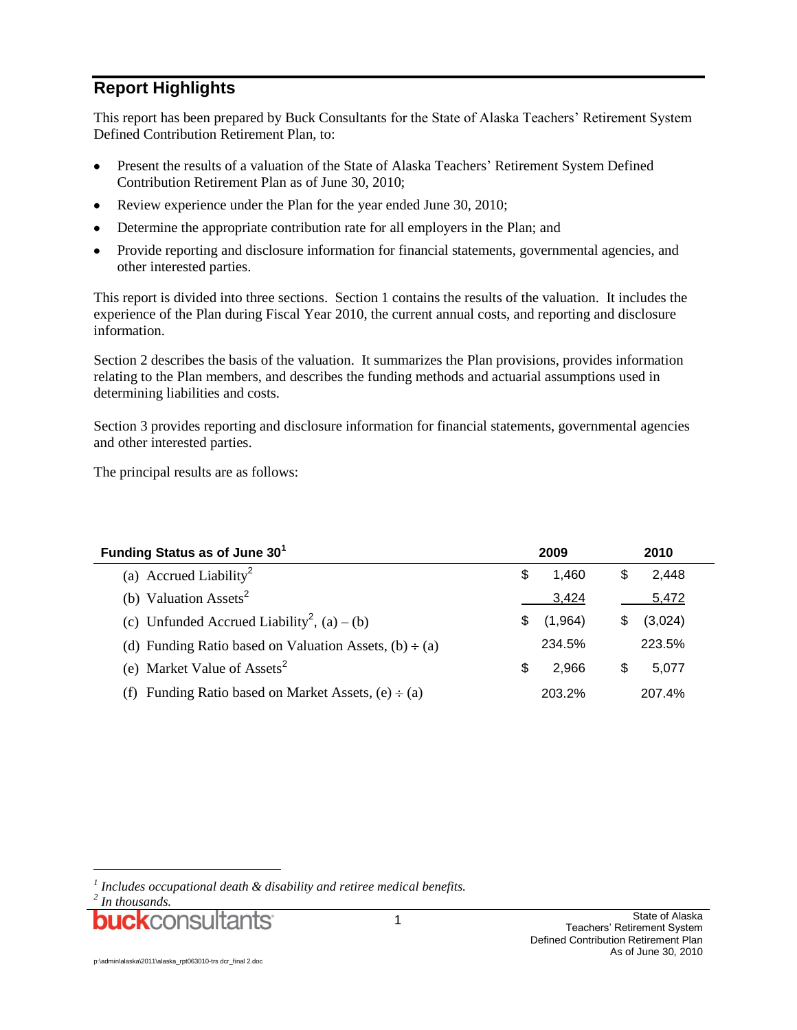## Report Highlights

This report has been prepared by Buck Consultants for the State of Alaska Teachers' Retirement System Defined Contribution Retirement Plan, to:

- Present the results of a valuation of the State of Alaska Teachers' Retirement System Defined Contribution Retirement Plan as of June 30, 2010;
- Review experience under the Plan for the year ended June 30, 2010;
- Determine the appropriate contribution rate for all employers in the Plan; and
- Provide reporting and disclosure information for financial statements, governmental agencies, and other interested parties.

This report is divided into three sections. Section 1 contains the results of the valuation. It includes the experience of the Plan during Fiscal Year 2010, the current annual costs, and reporting and disclosure information.

Section 2 describes the basis of the valuation. It summarizes the Plan provisions, provides information relating to the Plan members, and describes the funding methods and actuarial assumptions used in determining liabilities and costs.

Section 3 provides reporting and disclosure information for financial statements, governmental agencies and other interested parties.

The principal results are as follows:

| Funding Status as of June 30[1] | 2009 | 2010 |
|---|---|---|
| (a) Accrued Liability[2] | $ 1,460 | $ 2,448 |
| (b) Valuation Assets[2] | 3,424 | 5,472 |
| (c) Unfunded Accrued Liability[2], (a) – (b) | $ (1,964) | $ (3,024) |
| (d) Funding Ratio based on Valuation Assets, (b) ÷ (a) | 234.5% | 223.5% |
| (e) Market Value of Assets[2] | $ 2,966 | $ 5,077 |
| (f) Funding Ratio based on Market Assets, (e) ÷ (a) | 203.2% | 207.4% |

[1] *Includes occupational death & disability and retiree medical benefits.*
[2] *In thousands.*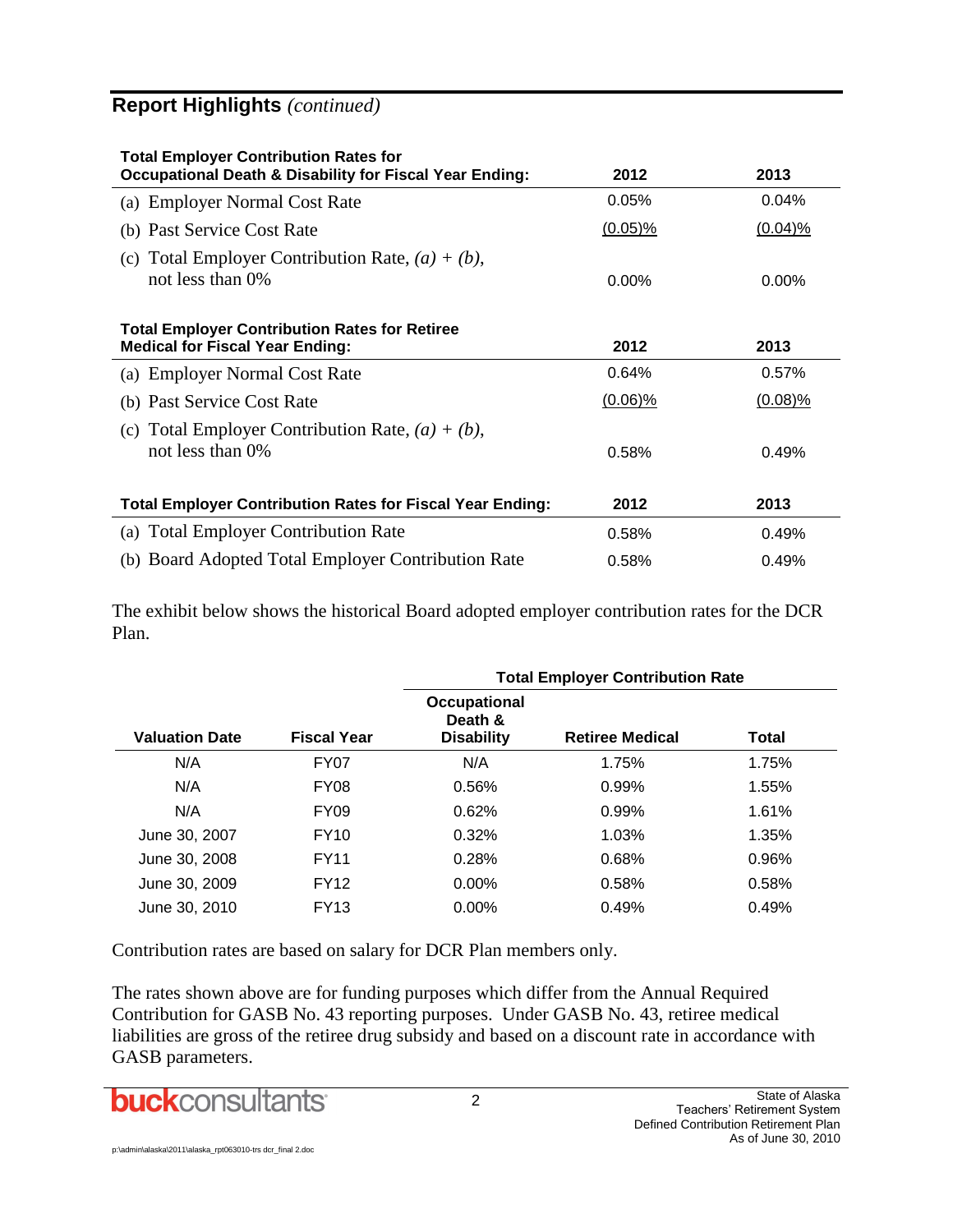## Report Highlights *(continued)*

| Total Employer Contribution Rates for Occupational Death & Disability for Fiscal Year Ending: | 2012 | 2013 |
|---|---|---|
| (a) Employer Normal Cost Rate | 0.05% | 0.04% |
| (b) Past Service Cost Rate | (0.05)% | (0.04)% |
| (c) Total Employer Contribution Rate, *(a) + (b)*, not less than 0% | 0.00% | 0.00% |

| Total Employer Contribution Rates for Retiree Medical for Fiscal Year Ending: | 2012 | 2013 |
|---|---|---|
| (a) Employer Normal Cost Rate | 0.64% | 0.57% |
| (b) Past Service Cost Rate | (0.06)% | (0.08)% |
| (c) Total Employer Contribution Rate, *(a) + (b)*, not less than 0% | 0.58% | 0.49% |

| Total Employer Contribution Rates for Fiscal Year Ending: | 2012 | 2013 |
|---|---|---|
| (a) Total Employer Contribution Rate | 0.58% | 0.49% |
| (b) Board Adopted Total Employer Contribution Rate | 0.58% | 0.49% |

The exhibit below shows the historical Board adopted employer contribution rates for the DCR Plan.

| | | Total Employer Contribution Rate | | |
|---|---|---|---|---|
| **Valuation Date** | **Fiscal Year** | **Occupational Death & Disability** | **Retiree Medical** | **Total** |
| N/A | FY07 | N/A | 1.75% | 1.75% |
| N/A | FY08 | 0.56% | 0.99% | 1.55% |
| N/A | FY09 | 0.62% | 0.99% | 1.61% |
| June 30, 2007 | FY10 | 0.32% | 1.03% | 1.35% |
| June 30, 2008 | FY11 | 0.28% | 0.68% | 0.96% |
| June 30, 2009 | FY12 | 0.00% | 0.58% | 0.58% |
| June 30, 2010 | FY13 | 0.00% | 0.49% | 0.49% |

Contribution rates are based on salary for DCR Plan members only.

The rates shown above are for funding purposes which differ from the Annual Required Contribution for GASB No. 43 reporting purposes. Under GASB No. 43, retiree medical liabilities are gross of the retiree drug subsidy and based on a discount rate in accordance with GASB parameters.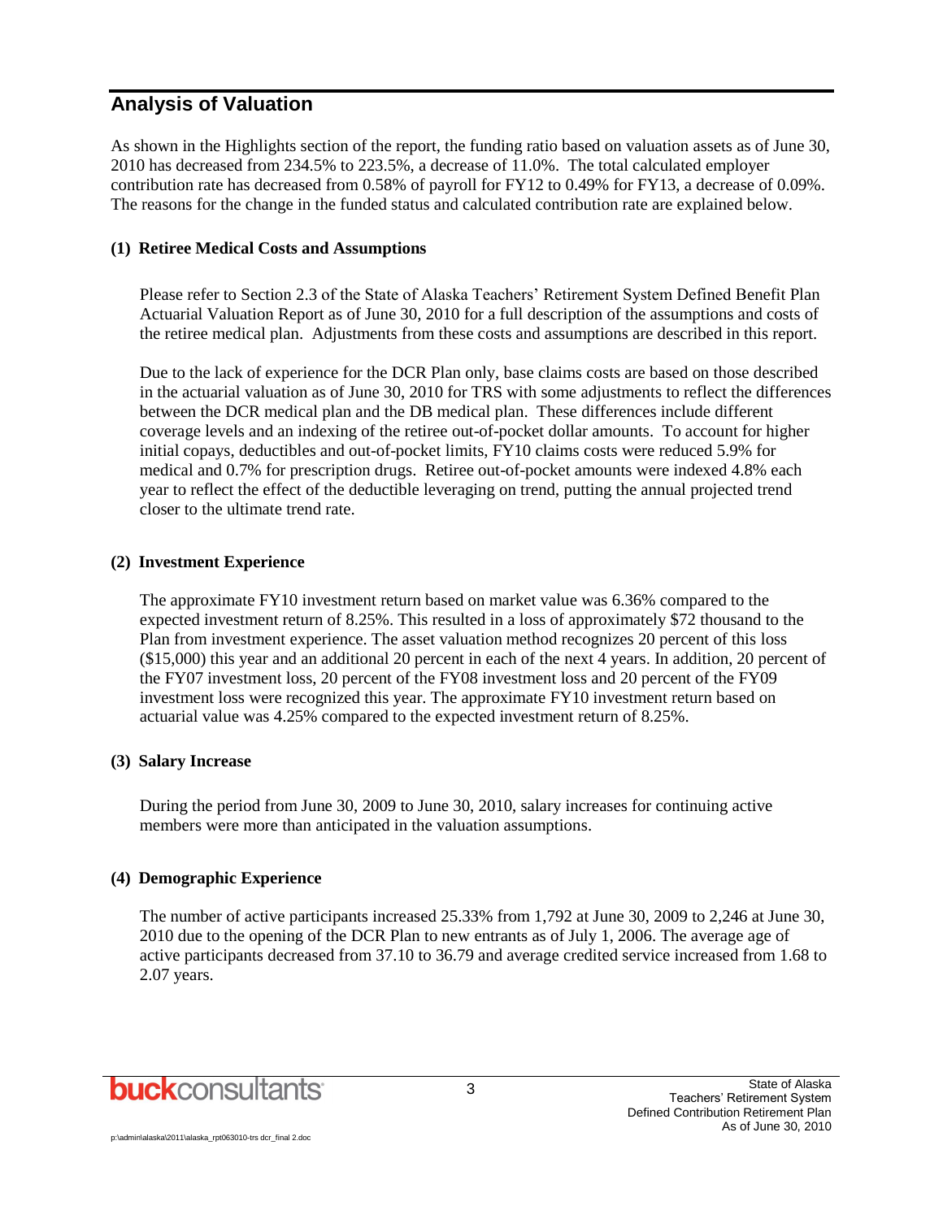## Analysis of Valuation

As shown in the Highlights section of the report, the funding ratio based on valuation assets as of June 30, 2010 has decreased from 234.5% to 223.5%, a decrease of 11.0%. The total calculated employer contribution rate has decreased from 0.58% of payroll for FY12 to 0.49% for FY13, a decrease of 0.09%. The reasons for the change in the funded status and calculated contribution rate are explained below.

**(1) Retiree Medical Costs and Assumptions**

Please refer to Section 2.3 of the State of Alaska Teachers' Retirement System Defined Benefit Plan Actuarial Valuation Report as of June 30, 2010 for a full description of the assumptions and costs of the retiree medical plan. Adjustments from these costs and assumptions are described in this report.

Due to the lack of experience for the DCR Plan only, base claims costs are based on those described in the actuarial valuation as of June 30, 2010 for TRS with some adjustments to reflect the differences between the DCR medical plan and the DB medical plan. These differences include different coverage levels and an indexing of the retiree out-of-pocket dollar amounts. To account for higher initial copays, deductibles and out-of-pocket limits, FY10 claims costs were reduced 5.9% for medical and 0.7% for prescription drugs. Retiree out-of-pocket amounts were indexed 4.8% each year to reflect the effect of the deductible leveraging on trend, putting the annual projected trend closer to the ultimate trend rate.

**(2) Investment Experience**

The approximate FY10 investment return based on market value was 6.36% compared to the expected investment return of 8.25%. This resulted in a loss of approximately $72 thousand to the Plan from investment experience. The asset valuation method recognizes 20 percent of this loss ($15,000) this year and an additional 20 percent in each of the next 4 years. In addition, 20 percent of the FY07 investment loss, 20 percent of the FY08 investment loss and 20 percent of the FY09 investment loss were recognized this year. The approximate FY10 investment return based on actuarial value was 4.25% compared to the expected investment return of 8.25%.

**(3) Salary Increase**

During the period from June 30, 2009 to June 30, 2010, salary increases for continuing active members were more than anticipated in the valuation assumptions.

**(4) Demographic Experience**

The number of active participants increased 25.33% from 1,792 at June 30, 2009 to 2,246 at June 30, 2010 due to the opening of the DCR Plan to new entrants as of July 1, 2006. The average age of active participants decreased from 37.10 to 36.79 and average credited service increased from 1.68 to 2.07 years.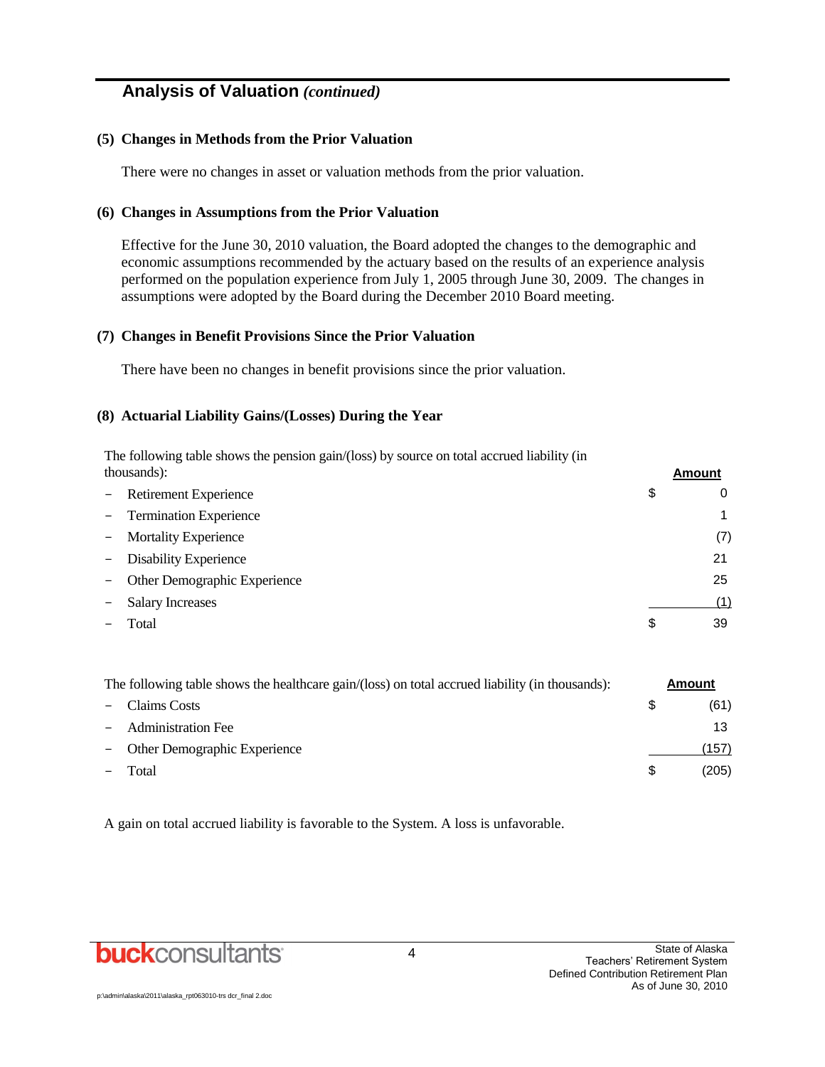## Analysis of Valuation *(continued)*

**(5) Changes in Methods from the Prior Valuation**

There were no changes in asset or valuation methods from the prior valuation.

**(6) Changes in Assumptions from the Prior Valuation**

Effective for the June 30, 2010 valuation, the Board adopted the changes to the demographic and economic assumptions recommended by the actuary based on the results of an experience analysis performed on the population experience from July 1, 2005 through June 30, 2009. The changes in assumptions were adopted by the Board during the December 2010 Board meeting.

**(7) Changes in Benefit Provisions Since the Prior Valuation**

There have been no changes in benefit provisions since the prior valuation.

**(8) Actuarial Liability Gains/(Losses) During the Year**

The following table shows the pension gain/(loss) by source on total accrued liability (in thousands):

| | Amount |
|---|---|
| – Retirement Experience | $ 0 |
| – Termination Experience | 1 |
| – Mortality Experience | (7) |
| – Disability Experience | 21 |
| – Other Demographic Experience | 25 |
| – Salary Increases | (1) |
| – Total | $ 39 |

The following table shows the healthcare gain/(loss) on total accrued liability (in thousands):

| | Amount |
|---|---|
| – Claims Costs | $ (61) |
| – Administration Fee | 13 |
| – Other Demographic Experience | (157) |
| – Total | $ (205) |

A gain on total accrued liability is favorable to the System. A loss is unfavorable.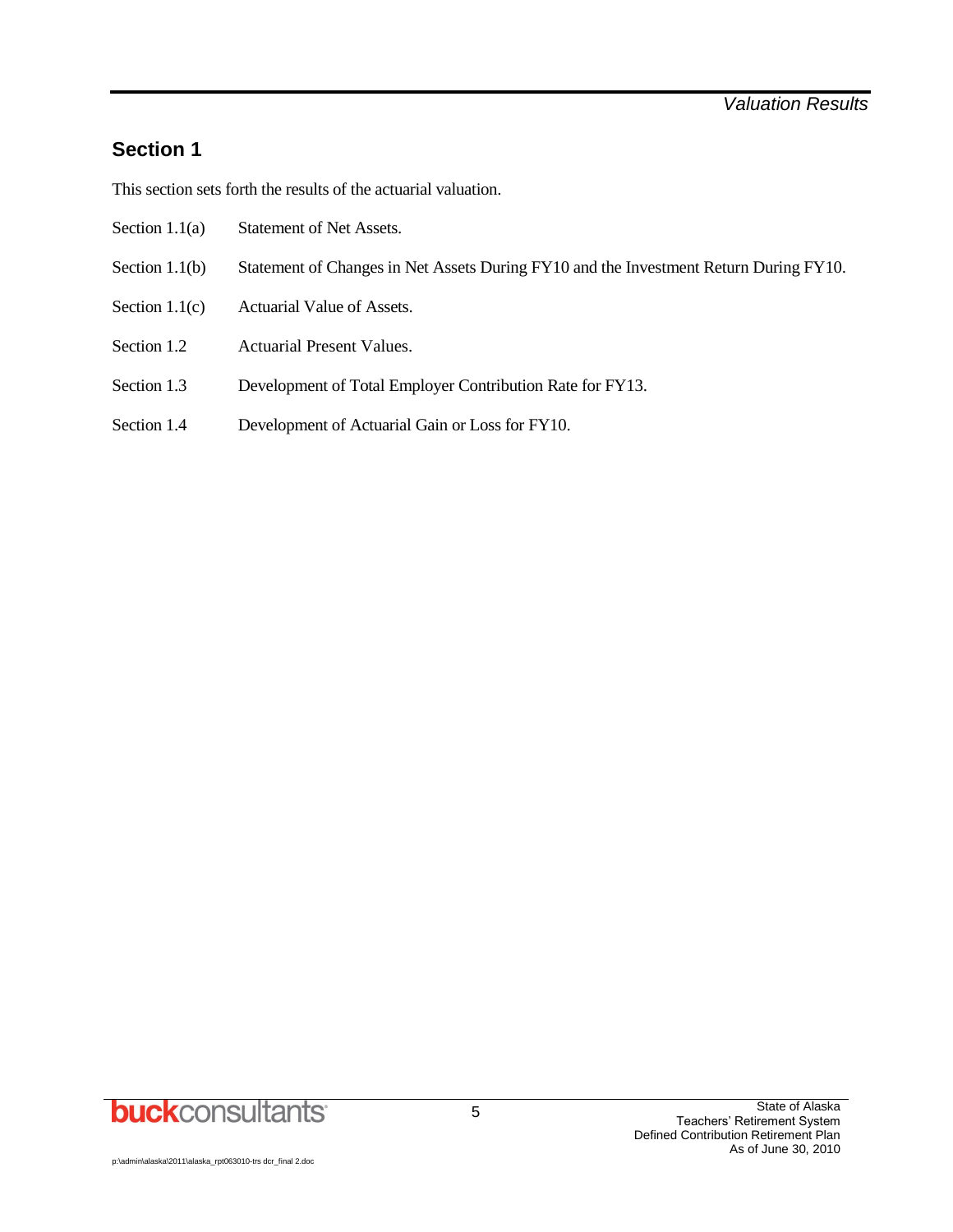# Section 1

This section sets forth the results of the actuarial valuation.

| | |
|---|---|
| Section 1.1(a) | Statement of Net Assets. |
| Section 1.1(b) | Statement of Changes in Net Assets During FY10 and the Investment Return During FY10. |
| Section 1.1(c) | Actuarial Value of Assets. |
| Section 1.2 | Actuarial Present Values. |
| Section 1.3 | Development of Total Employer Contribution Rate for FY13. |
| Section 1.4 | Development of Actuarial Gain or Loss for FY10. |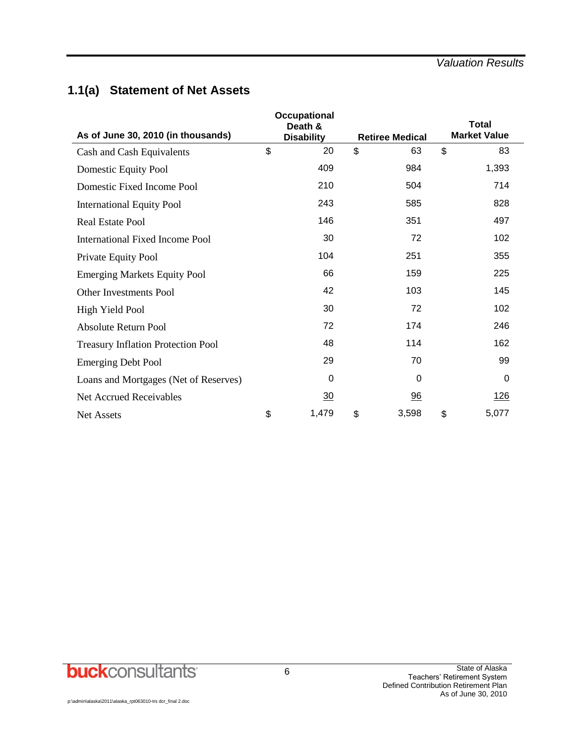## 1.1(a) Statement of Net Assets

| As of June 30, 2010 (in thousands) | Occupational Death & Disability | Retiree Medical | Total Market Value |
|---|---|---|---|
| Cash and Cash Equivalents | $ 20 | $ 63 | $ 83 |
| Domestic Equity Pool | 409 | 984 | 1,393 |
| Domestic Fixed Income Pool | 210 | 504 | 714 |
| International Equity Pool | 243 | 585 | 828 |
| Real Estate Pool | 146 | 351 | 497 |
| International Fixed Income Pool | 30 | 72 | 102 |
| Private Equity Pool | 104 | 251 | 355 |
| Emerging Markets Equity Pool | 66 | 159 | 225 |
| Other Investments Pool | 42 | 103 | 145 |
| High Yield Pool | 30 | 72 | 102 |
| Absolute Return Pool | 72 | 174 | 246 |
| Treasury Inflation Protection Pool | 48 | 114 | 162 |
| Emerging Debt Pool | 29 | 70 | 99 |
| Loans and Mortgages (Net of Reserves) | 0 | 0 | 0 |
| Net Accrued Receivables | 30 | 96 | 126 |
| Net Assets | $ 1,479 | $ 3,598 | $ 5,077 |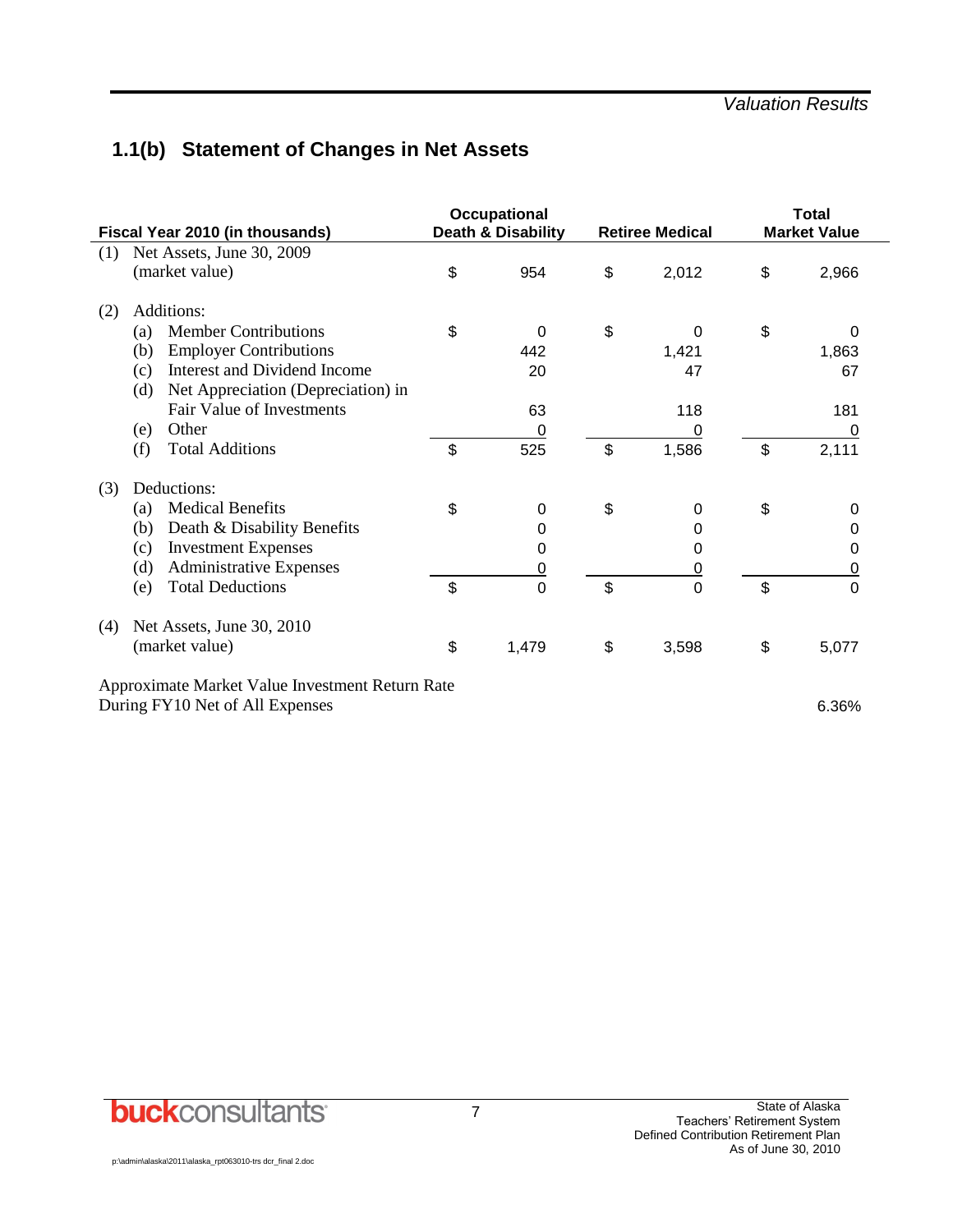## 1.1(b) Statement of Changes in Net Assets

| Fiscal Year 2010 (in thousands) | Occupational Death & Disability | Retiree Medical | Total Market Value |
|---|---|---|---|
| (1) Net Assets, June 30, 2009 (market value) | $ 954 | $ 2,012 | $ 2,966 |
| (2) Additions: | | | |
| (a) Member Contributions | $ 0 | $ 0 | $ 0 |
| (b) Employer Contributions | 442 | 1,421 | 1,863 |
| (c) Interest and Dividend Income | 20 | 47 | 67 |
| (d) Net Appreciation (Depreciation) in Fair Value of Investments | 63 | 118 | 181 |
| (e) Other | 0 | 0 | 0 |
| (f) Total Additions | $ 525 | $ 1,586 | $ 2,111 |
| (3) Deductions: | | | |
| (a) Medical Benefits | $ 0 | $ 0 | $ 0 |
| (b) Death & Disability Benefits | 0 | 0 | 0 |
| (c) Investment Expenses | 0 | 0 | 0 |
| (d) Administrative Expenses | 0 | 0 | 0 |
| (e) Total Deductions | $ 0 | $ 0 | $ 0 |
| (4) Net Assets, June 30, 2010 (market value) | $ 1,479 | $ 3,598 | $ 5,077 |
| Approximate Market Value Investment Return Rate During FY10 Net of All Expenses | | | 6.36% |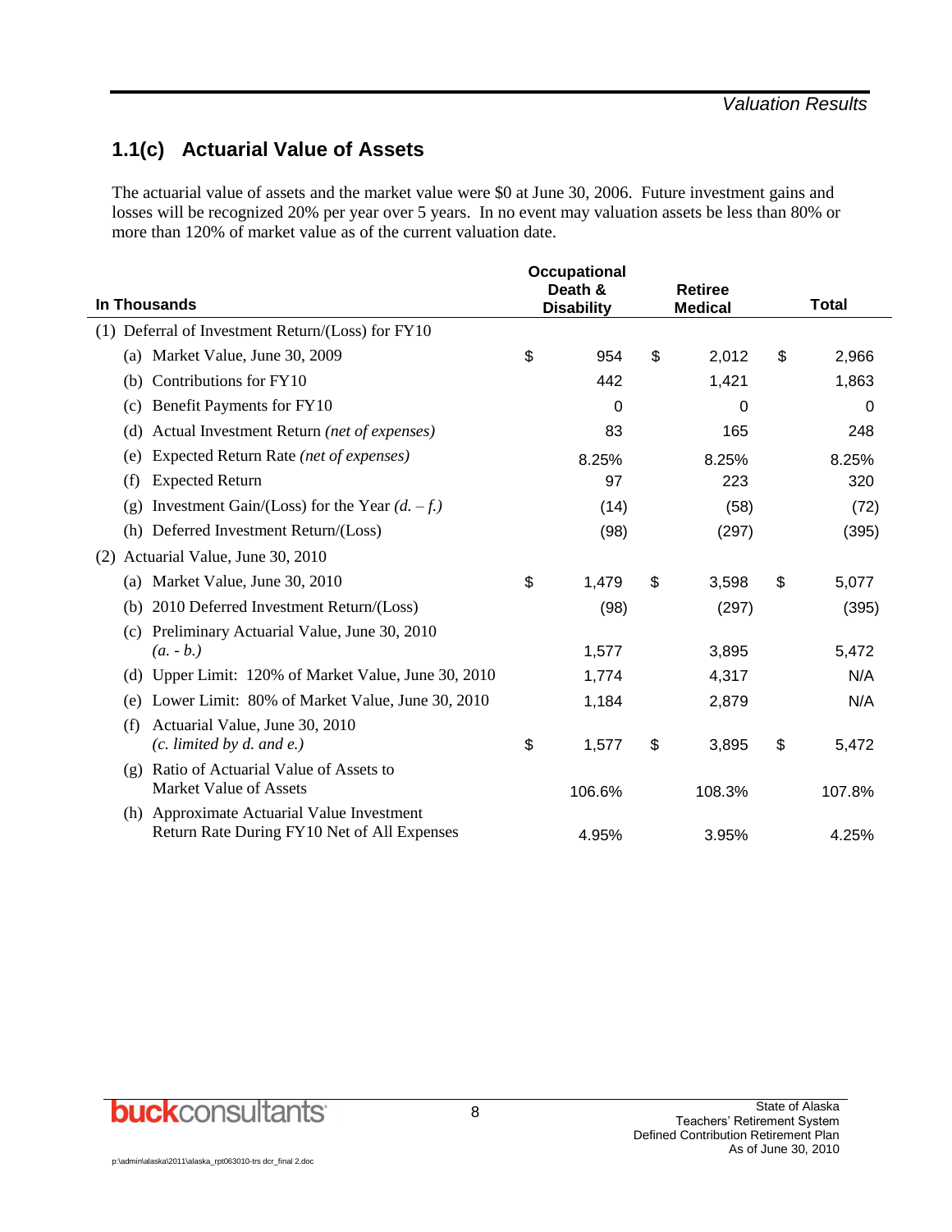## 1.1(c) Actuarial Value of Assets

The actuarial value of assets and the market value were $0 at June 30, 2006. Future investment gains and losses will be recognized 20% per year over 5 years. In no event may valuation assets be less than 80% or more than 120% of market value as of the current valuation date.

| In Thousands | Occupational Death & Disability | Retiree Medical | Total |
|---|---|---|---|
| (1) Deferral of Investment Return/(Loss) for FY10 | | | |
| (a) Market Value, June 30, 2009 | $ 954 | $ 2,012 | $ 2,966 |
| (b) Contributions for FY10 | 442 | 1,421 | 1,863 |
| (c) Benefit Payments for FY10 | 0 | 0 | 0 |
| (d) Actual Investment Return *(net of expenses)* | 83 | 165 | 248 |
| (e) Expected Return Rate *(net of expenses)* | 8.25% | 8.25% | 8.25% |
| (f) Expected Return | 97 | 223 | 320 |
| (g) Investment Gain/(Loss) for the Year *(d. – f.)* | (14) | (58) | (72) |
| (h) Deferred Investment Return/(Loss) | (98) | (297) | (395) |
| (2) Actuarial Value, June 30, 2010 | | | |
| (a) Market Value, June 30, 2010 | $ 1,479 | $ 3,598 | $ 5,077 |
| (b) 2010 Deferred Investment Return/(Loss) | (98) | (297) | (395) |
| (c) Preliminary Actuarial Value, June 30, 2010 *(a. - b.)* | 1,577 | 3,895 | 5,472 |
| (d) Upper Limit: 120% of Market Value, June 30, 2010 | 1,774 | 4,317 | N/A |
| (e) Lower Limit: 80% of Market Value, June 30, 2010 | 1,184 | 2,879 | N/A |
| (f) Actuarial Value, June 30, 2010 *(c. limited by d. and e.)* | $ 1,577 | $ 3,895 | $ 5,472 |
| (g) Ratio of Actuarial Value of Assets to Market Value of Assets | 106.6% | 108.3% | 107.8% |
| (h) Approximate Actuarial Value Investment Return Rate During FY10 Net of All Expenses | 4.95% | 3.95% | 4.25% |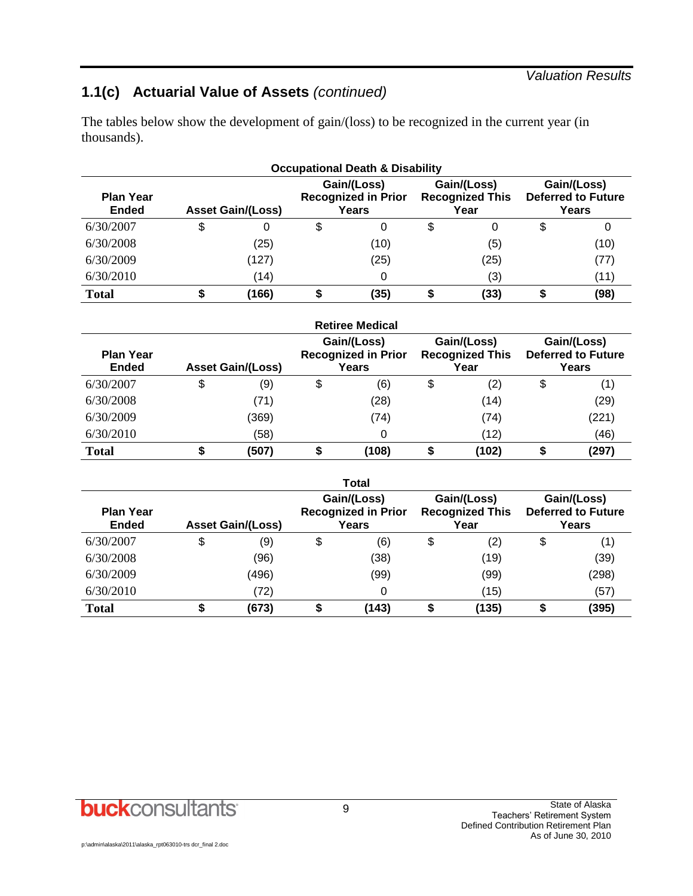## 1.1(c) Actuarial Value of Assets *(continued)*

The tables below show the development of gain/(loss) to be recognized in the current year (in thousands).

**Occupational Death & Disability**

| Plan Year Ended | Asset Gain/(Loss) | Gain/(Loss) Recognized in Prior Years | Gain/(Loss) Recognized This Year | Gain/(Loss) Deferred to Future Years |
|---|---|---|---|---|
| 6/30/2007 | $ 0 | $ 0 | $ 0 | $ 0 |
| 6/30/2008 | (25) | (10) | (5) | (10) |
| 6/30/2009 | (127) | (25) | (25) | (77) |
| 6/30/2010 | (14) | 0 | (3) | (11) |
| **Total** | **$ (166)** | **$ (35)** | **$ (33)** | **$ (98)** |

**Retiree Medical**

| Plan Year Ended | Asset Gain/(Loss) | Gain/(Loss) Recognized in Prior Years | Gain/(Loss) Recognized This Year | Gain/(Loss) Deferred to Future Years |
|---|---|---|---|---|
| 6/30/2007 | $ (9) | $ (6) | $ (2) | $ (1) |
| 6/30/2008 | (71) | (28) | (14) | (29) |
| 6/30/2009 | (369) | (74) | (74) | (221) |
| 6/30/2010 | (58) | 0 | (12) | (46) |
| **Total** | **$ (507)** | **$ (108)** | **$ (102)** | **$ (297)** |

**Total**

| Plan Year Ended | Asset Gain/(Loss) | Gain/(Loss) Recognized in Prior Years | Gain/(Loss) Recognized This Year | Gain/(Loss) Deferred to Future Years |
|---|---|---|---|---|
| 6/30/2007 | $ (9) | $ (6) | $ (2) | $ (1) |
| 6/30/2008 | (96) | (38) | (19) | (39) |
| 6/30/2009 | (496) | (99) | (99) | (298) |
| 6/30/2010 | (72) | 0 | (15) | (57) |
| **Total** | **$ (673)** | **$ (143)** | **$ (135)** | **$ (395)** |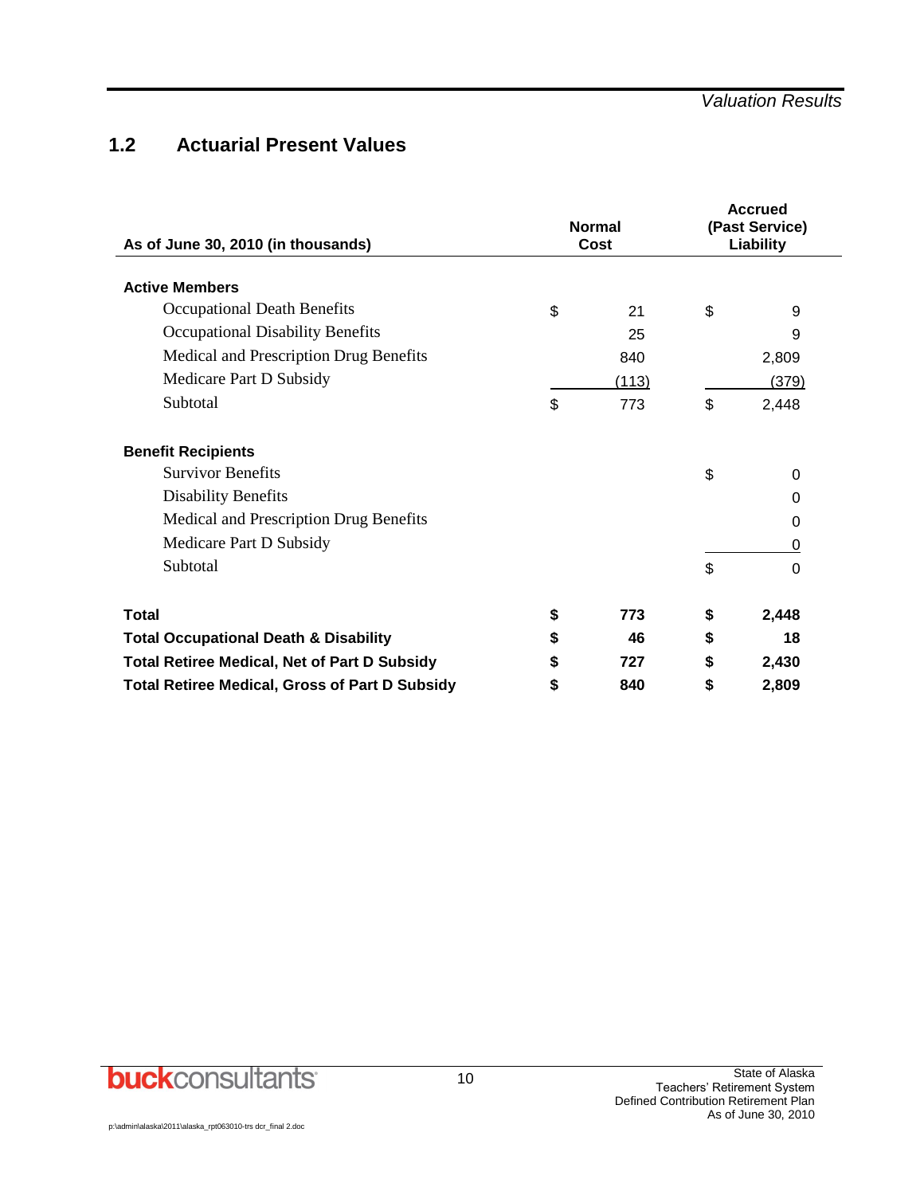## 1.2 Actuarial Present Values

| As of June 30, 2010 (in thousands) | Normal Cost | Accrued (Past Service) Liability |
|---|---|---|
| **Active Members** | | |
| Occupational Death Benefits | $ 21 | $ 9 |
| Occupational Disability Benefits | 25 | 9 |
| Medical and Prescription Drug Benefits | 840 | 2,809 |
| Medicare Part D Subsidy | (113) | (379) |
| Subtotal | $ 773 | $ 2,448 |
| **Benefit Recipients** | | |
| Survivor Benefits | | $ 0 |
| Disability Benefits | | 0 |
| Medical and Prescription Drug Benefits | | 0 |
| Medicare Part D Subsidy | | 0 |
| Subtotal | | $ 0 |
| **Total** | **$ 773** | **$ 2,448** |
| **Total Occupational Death & Disability** | **$ 46** | **$ 18** |
| **Total Retiree Medical, Net of Part D Subsidy** | **$ 727** | **$ 2,430** |
| **Total Retiree Medical, Gross of Part D Subsidy** | **$ 840** | **$ 2,809** |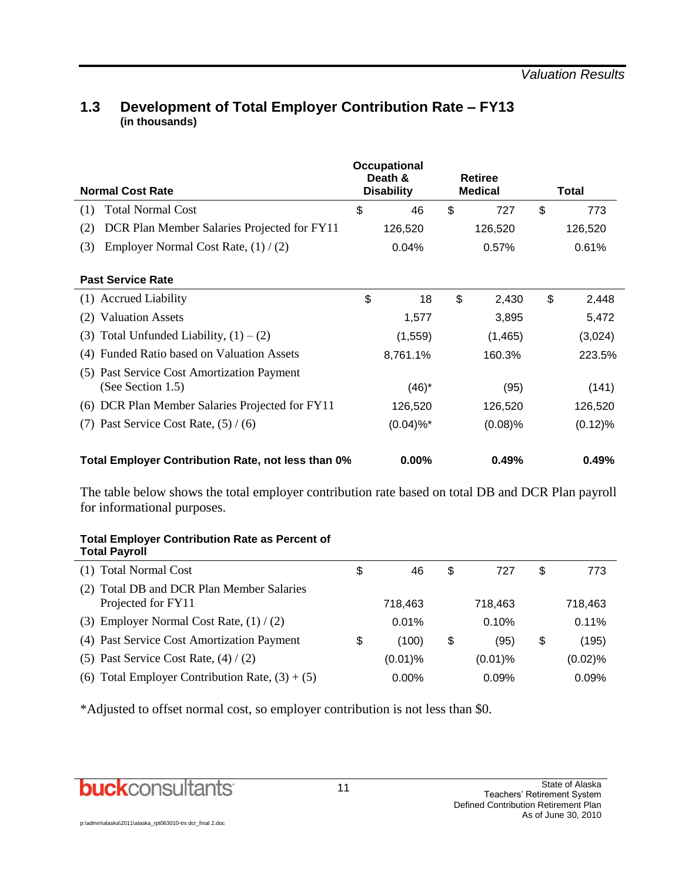## 1.3 Development of Total Employer Contribution Rate – FY13

**(in thousands)**

| Normal Cost Rate | Occupational Death & Disability | Retiree Medical | Total |
|---|---|---|---|
| (1) Total Normal Cost | $ 46 | $ 727 | $ 773 |
| (2) DCR Plan Member Salaries Projected for FY11 | 126,520 | 126,520 | 126,520 |
| (3) Employer Normal Cost Rate, (1) / (2) | 0.04% | 0.57% | 0.61% |
| **Past Service Rate** | | | |
| (1) Accrued Liability | $ 18 | $ 2,430 | $ 2,448 |
| (2) Valuation Assets | 1,577 | 3,895 | 5,472 |
| (3) Total Unfunded Liability, (1) – (2) | (1,559) | (1,465) | (3,024) |
| (4) Funded Ratio based on Valuation Assets | 8,761.1% | 160.3% | 223.5% |
| (5) Past Service Cost Amortization Payment (See Section 1.5) | (46)* | (95) | (141) |
| (6) DCR Plan Member Salaries Projected for FY11 | 126,520 | 126,520 | 126,520 |
| (7) Past Service Cost Rate, (5) / (6) | (0.04)%* | (0.08)% | (0.12)% |
| **Total Employer Contribution Rate, not less than 0%** | **0.00%** | **0.49%** | **0.49%** |

The table below shows the total employer contribution rate based on total DB and DCR Plan payroll for informational purposes.

| Total Employer Contribution Rate as Percent of Total Payroll | Occupational Death & Disability | Retiree Medical | Total |
|---|---|---|---|
| (1) Total Normal Cost | $ 46 | $ 727 | $ 773 |
| (2) Total DB and DCR Plan Member Salaries Projected for FY11 | 718,463 | 718,463 | 718,463 |
| (3) Employer Normal Cost Rate, (1) / (2) | 0.01% | 0.10% | 0.11% |
| (4) Past Service Cost Amortization Payment | $ (100) | $ (95) | $ (195) |
| (5) Past Service Cost Rate, (4) / (2) | (0.01)% | (0.01)% | (0.02)% |
| (6) Total Employer Contribution Rate, (3) + (5) | 0.00% | 0.09% | 0.09% |

*Adjusted to offset normal cost, so employer contribution is not less than $0.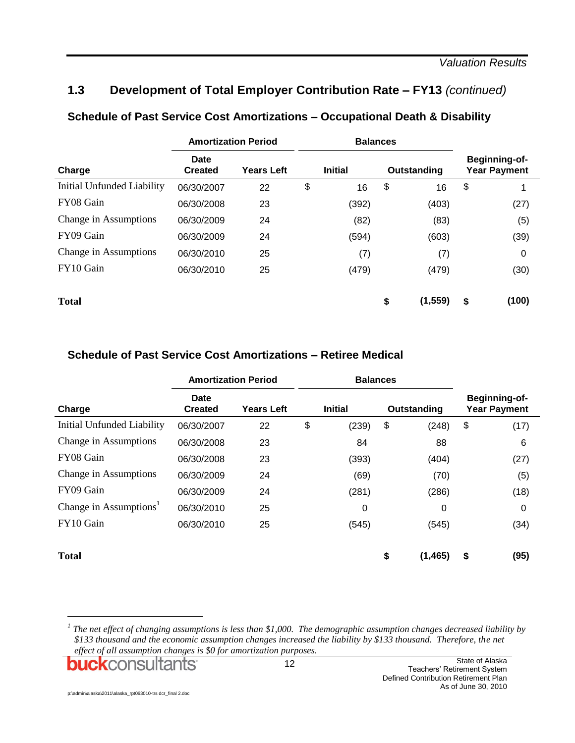## 1.3 Development of Total Employer Contribution Rate – FY13 *(continued)*

### Schedule of Past Service Cost Amortizations – Occupational Death & Disability

| | Amortization Period | | Balances | | |
|---|---|---|---|---|---|
| Charge | Date Created | Years Left | Initial | Outstanding | Beginning-of-Year Payment |
| Initial Unfunded Liability | 06/30/2007 | 22 | $ 16 | $ 16 | $ 1 |
| FY08 Gain | 06/30/2008 | 23 | (392) | (403) | (27) |
| Change in Assumptions | 06/30/2009 | 24 | (82) | (83) | (5) |
| FY09 Gain | 06/30/2009 | 24 | (594) | (603) | (39) |
| Change in Assumptions | 06/30/2010 | 25 | (7) | (7) | 0 |
| FY10 Gain | 06/30/2010 | 25 | (479) | (479) | (30) |
| **Total** | | | | **$ (1,559)** | **$ (100)** |

### Schedule of Past Service Cost Amortizations – Retiree Medical

| | Amortization Period | | Balances | | |
|---|---|---|---|---|---|
| Charge | Date Created | Years Left | Initial | Outstanding | Beginning-of-Year Payment |
| Initial Unfunded Liability | 06/30/2007 | 22 | $ (239) | $ (248) | $ (17) |
| Change in Assumptions | 06/30/2008 | 23 | 84 | 88 | 6 |
| FY08 Gain | 06/30/2008 | 23 | (393) | (404) | (27) |
| Change in Assumptions | 06/30/2009 | 24 | (69) | (70) | (5) |
| FY09 Gain | 06/30/2009 | 24 | (281) | (286) | (18) |
| Change in Assumptions[1] | 06/30/2010 | 25 | 0 | 0 | 0 |
| FY10 Gain | 06/30/2010 | 25 | (545) | (545) | (34) |
| **Total** | | | | **$ (1,465)** | **$ (95)** |

[1] *The net effect of changing assumptions is less than $1,000. The demographic assumption changes decreased liability by $133 thousand and the economic assumption changes increased the liability by $133 thousand. Therefore, the net effect of all assumption changes is $0 for amortization purposes.*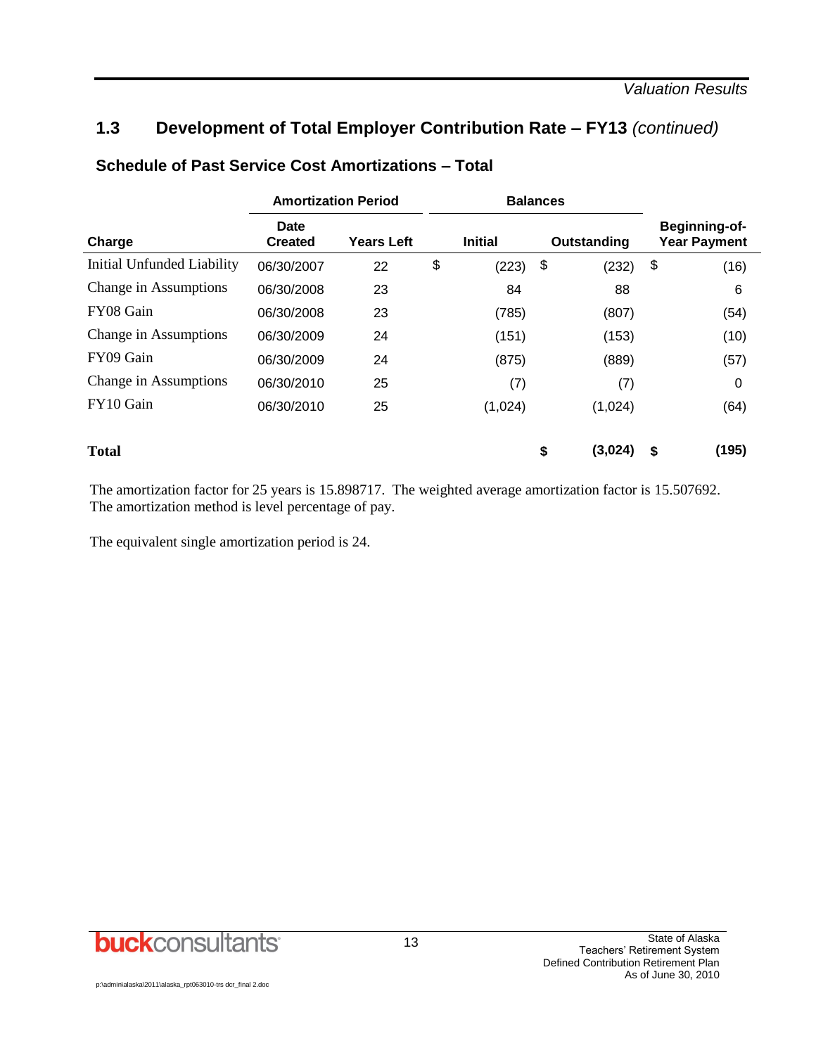## 1.3 Development of Total Employer Contribution Rate – FY13 *(continued)*

### Schedule of Past Service Cost Amortizations – Total

| | Amortization Period | | Balances | | |
|---|---|---|---|---|---|
| **Charge** | **Date Created** | **Years Left** | **Initial** | **Outstanding** | **Beginning-of-Year Payment** |
| Initial Unfunded Liability | 06/30/2007 | 22 | $ (223) | $ (232) | $ (16) |
| Change in Assumptions | 06/30/2008 | 23 | 84 | 88 | 6 |
| FY08 Gain | 06/30/2008 | 23 | (785) | (807) | (54) |
| Change in Assumptions | 06/30/2009 | 24 | (151) | (153) | (10) |
| FY09 Gain | 06/30/2009 | 24 | (875) | (889) | (57) |
| Change in Assumptions | 06/30/2010 | 25 | (7) | (7) | 0 |
| FY10 Gain | 06/30/2010 | 25 | (1,024) | (1,024) | (64) |
| **Total** | | | | **$ (3,024)** | **$ (195)** |

The amortization factor for 25 years is 15.898717. The weighted average amortization factor is 15.507692. The amortization method is level percentage of pay.

The equivalent single amortization period is 24.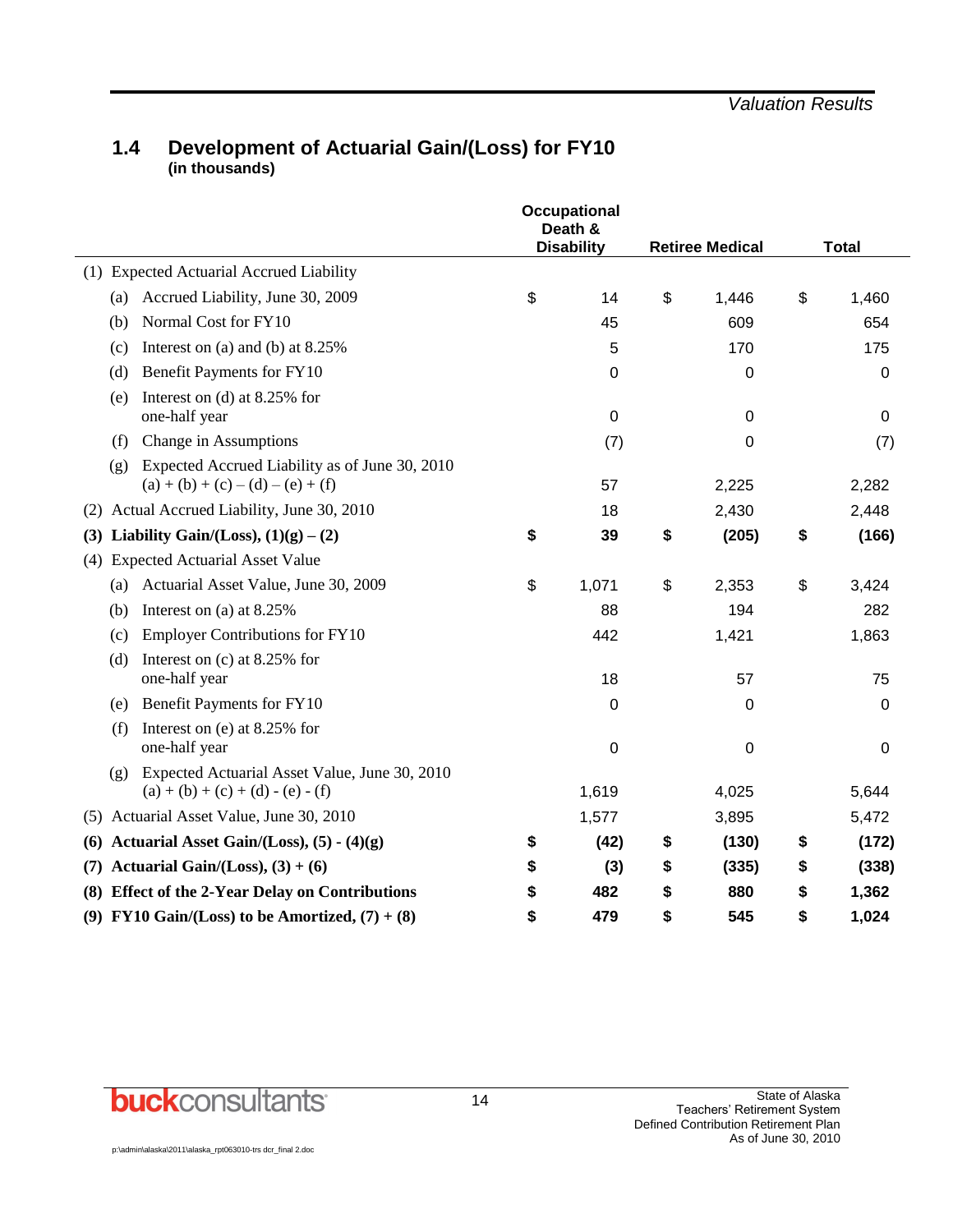## 1.4 Development of Actuarial Gain/(Loss) for FY10

**(in thousands)**

| | Occupational Death & Disability | Retiree Medical | Total |
|---|---|---|---|
| (1) Expected Actuarial Accrued Liability | | | |
| (a) Accrued Liability, June 30, 2009 | $ 14 | $ 1,446 | $ 1,460 |
| (b) Normal Cost for FY10 | 45 | 609 | 654 |
| (c) Interest on (a) and (b) at 8.25% | 5 | 170 | 175 |
| (d) Benefit Payments for FY10 | 0 | 0 | 0 |
| (e) Interest on (d) at 8.25% for one-half year | 0 | 0 | 0 |
| (f) Change in Assumptions | (7) | 0 | (7) |
| (g) Expected Accrued Liability as of June 30, 2010 (a) + (b) + (c) – (d) – (e) + (f) | 57 | 2,225 | 2,282 |
| (2) Actual Accrued Liability, June 30, 2010 | 18 | 2,430 | 2,448 |
| **(3) Liability Gain/(Loss), (1)(g) – (2)** | **$ 39** | **$ (205)** | **$ (166)** |
| (4) Expected Actuarial Asset Value | | | |
| (a) Actuarial Asset Value, June 30, 2009 | $ 1,071 | $ 2,353 | $ 3,424 |
| (b) Interest on (a) at 8.25% | 88 | 194 | 282 |
| (c) Employer Contributions for FY10 | 442 | 1,421 | 1,863 |
| (d) Interest on (c) at 8.25% for one-half year | 18 | 57 | 75 |
| (e) Benefit Payments for FY10 | 0 | 0 | 0 |
| (f) Interest on (e) at 8.25% for one-half year | 0 | 0 | 0 |
| (g) Expected Actuarial Asset Value, June 30, 2010 (a) + (b) + (c) + (d) - (e) - (f) | 1,619 | 4,025 | 5,644 |
| (5) Actuarial Asset Value, June 30, 2010 | 1,577 | 3,895 | 5,472 |
| **(6) Actuarial Asset Gain/(Loss), (5) - (4)(g)** | **$ (42)** | **$ (130)** | **$ (172)** |
| **(7) Actuarial Gain/(Loss), (3) + (6)** | **$ (3)** | **$ (335)** | **$ (338)** |
| **(8) Effect of the 2-Year Delay on Contributions** | **$ 482** | **$ 880** | **$ 1,362** |
| **(9) FY10 Gain/(Loss) to be Amortized, (7) + (8)** | **$ 479** | **$ 545** | **$ 1,024** |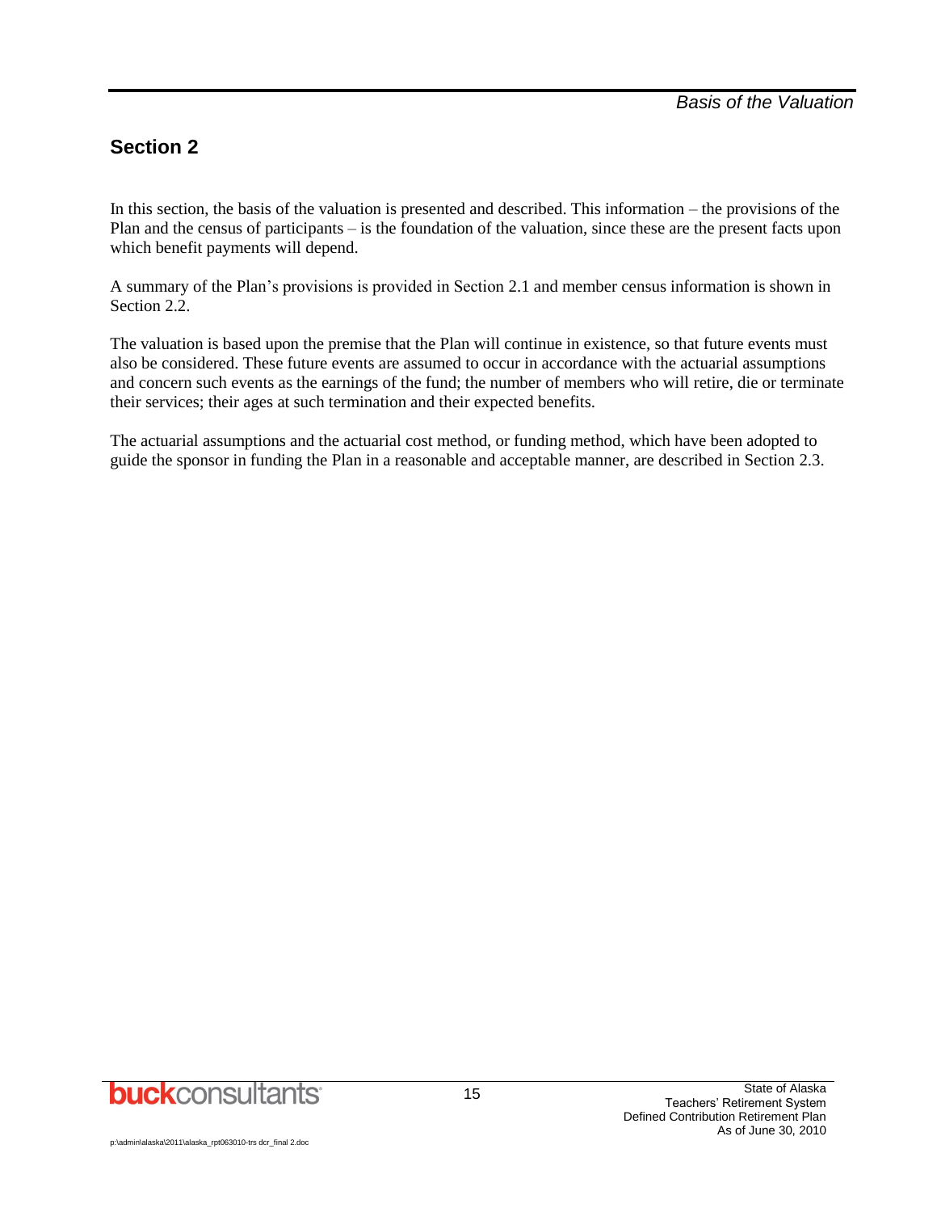## Section 2

In this section, the basis of the valuation is presented and described. This information – the provisions of the Plan and the census of participants – is the foundation of the valuation, since these are the present facts upon which benefit payments will depend.

A summary of the Plan's provisions is provided in Section 2.1 and member census information is shown in Section 2.2.

The valuation is based upon the premise that the Plan will continue in existence, so that future events must also be considered. These future events are assumed to occur in accordance with the actuarial assumptions and concern such events as the earnings of the fund; the number of members who will retire, die or terminate their services; their ages at such termination and their expected benefits.

The actuarial assumptions and the actuarial cost method, or funding method, which have been adopted to guide the sponsor in funding the Plan in a reasonable and acceptable manner, are described in Section 2.3.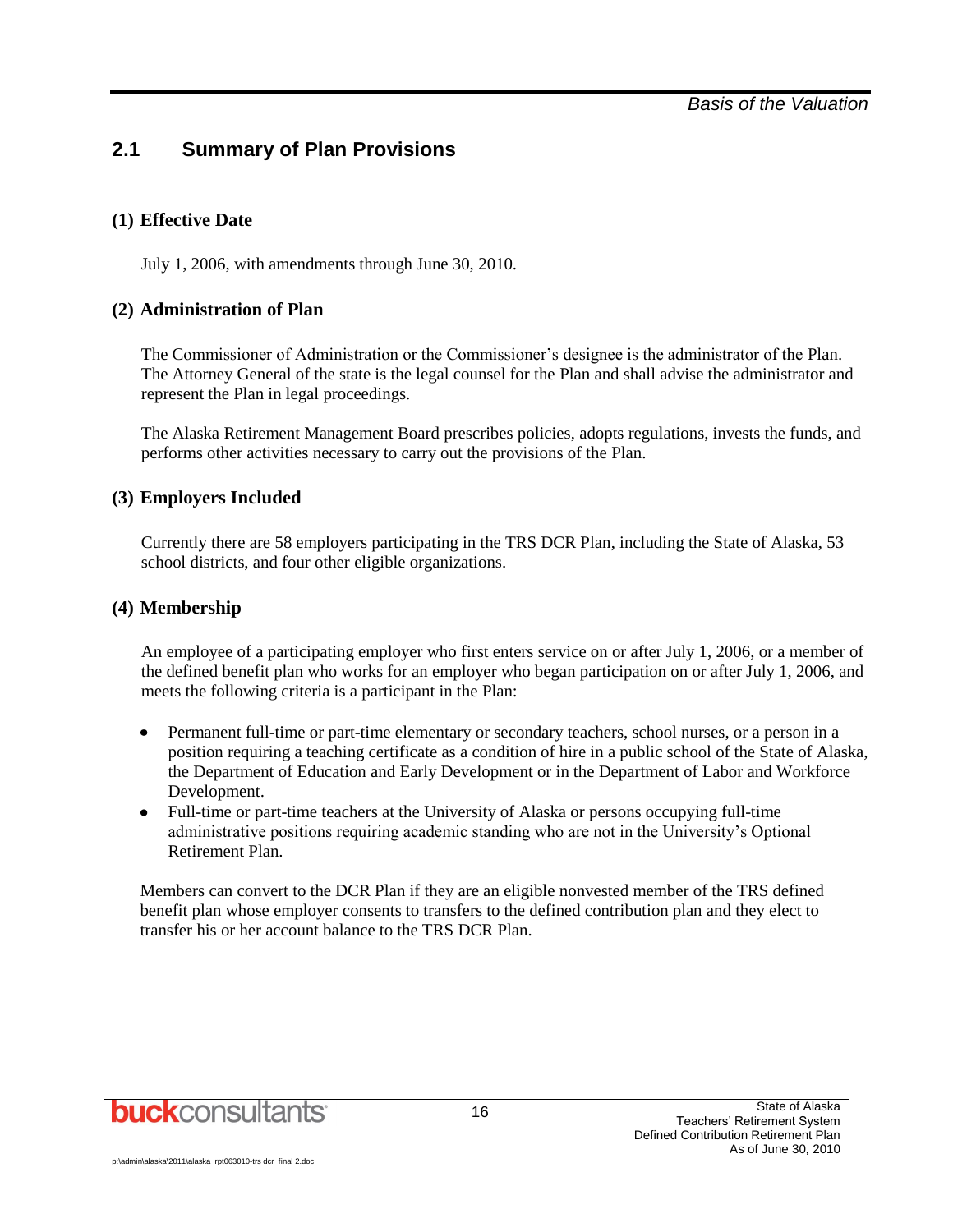## 2.1 Summary of Plan Provisions

### (1) Effective Date

July 1, 2006, with amendments through June 30, 2010.

### (2) Administration of Plan

The Commissioner of Administration or the Commissioner's designee is the administrator of the Plan. The Attorney General of the state is the legal counsel for the Plan and shall advise the administrator and represent the Plan in legal proceedings.

The Alaska Retirement Management Board prescribes policies, adopts regulations, invests the funds, and performs other activities necessary to carry out the provisions of the Plan.

### (3) Employers Included

Currently there are 58 employers participating in the TRS DCR Plan, including the State of Alaska, 53 school districts, and four other eligible organizations.

### (4) Membership

An employee of a participating employer who first enters service on or after July 1, 2006, or a member of the defined benefit plan who works for an employer who began participation on or after July 1, 2006, and meets the following criteria is a participant in the Plan:

- Permanent full-time or part-time elementary or secondary teachers, school nurses, or a person in a position requiring a teaching certificate as a condition of hire in a public school of the State of Alaska, the Department of Education and Early Development or in the Department of Labor and Workforce Development.
- Full-time or part-time teachers at the University of Alaska or persons occupying full-time administrative positions requiring academic standing who are not in the University's Optional Retirement Plan.

Members can convert to the DCR Plan if they are an eligible nonvested member of the TRS defined benefit plan whose employer consents to transfers to the defined contribution plan and they elect to transfer his or her account balance to the TRS DCR Plan.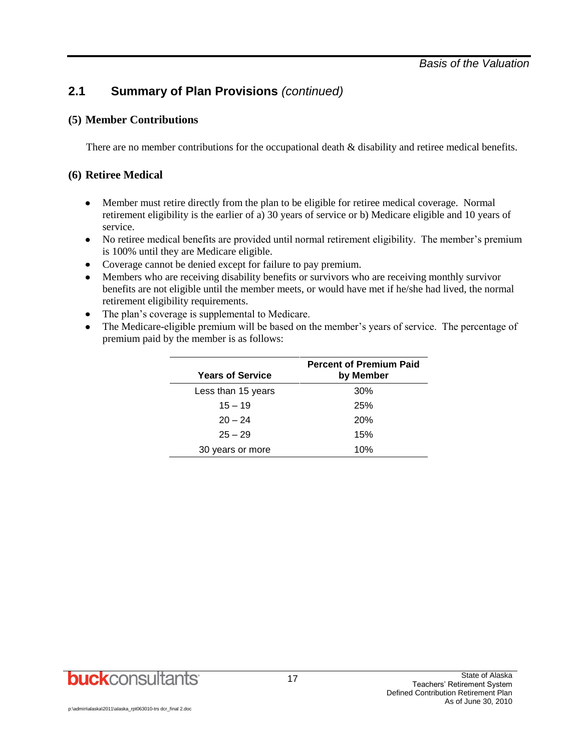## 2.1 Summary of Plan Provisions *(continued)*

### (5) Member Contributions

There are no member contributions for the occupational death & disability and retiree medical benefits.

### (6) Retiree Medical

- Member must retire directly from the plan to be eligible for retiree medical coverage. Normal retirement eligibility is the earlier of a) 30 years of service or b) Medicare eligible and 10 years of service.
- No retiree medical benefits are provided until normal retirement eligibility. The member's premium is 100% until they are Medicare eligible.
- Coverage cannot be denied except for failure to pay premium.
- Members who are receiving disability benefits or survivors who are receiving monthly survivor benefits are not eligible until the member meets, or would have met if he/she had lived, the normal retirement eligibility requirements.
- The plan's coverage is supplemental to Medicare.
- The Medicare-eligible premium will be based on the member's years of service. The percentage of premium paid by the member is as follows:

| Years of Service | Percent of Premium Paid by Member |
|---|---|
| Less than 15 years | 30% |
| 15 – 19 | 25% |
| 20 – 24 | 20% |
| 25 – 29 | 15% |
| 30 years or more | 10% |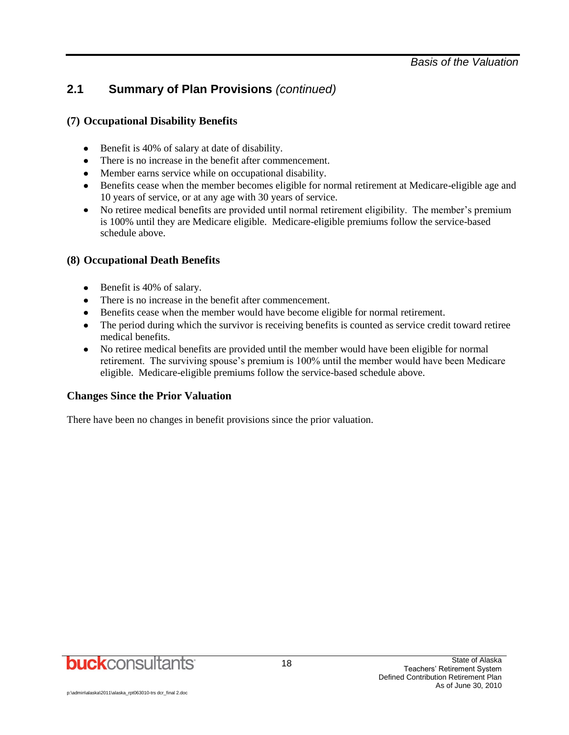## 2.1 Summary of Plan Provisions *(continued)*

### (7) Occupational Disability Benefits

- Benefit is 40% of salary at date of disability.
- There is no increase in the benefit after commencement.
- Member earns service while on occupational disability.
- Benefits cease when the member becomes eligible for normal retirement at Medicare-eligible age and 10 years of service, or at any age with 30 years of service.
- No retiree medical benefits are provided until normal retirement eligibility. The member's premium is 100% until they are Medicare eligible. Medicare-eligible premiums follow the service-based schedule above.

### (8) Occupational Death Benefits

- Benefit is 40% of salary.
- There is no increase in the benefit after commencement.
- Benefits cease when the member would have become eligible for normal retirement.
- The period during which the survivor is receiving benefits is counted as service credit toward retiree medical benefits.
- No retiree medical benefits are provided until the member would have been eligible for normal retirement. The surviving spouse's premium is 100% until the member would have been Medicare eligible. Medicare-eligible premiums follow the service-based schedule above.

### Changes Since the Prior Valuation

There have been no changes in benefit provisions since the prior valuation.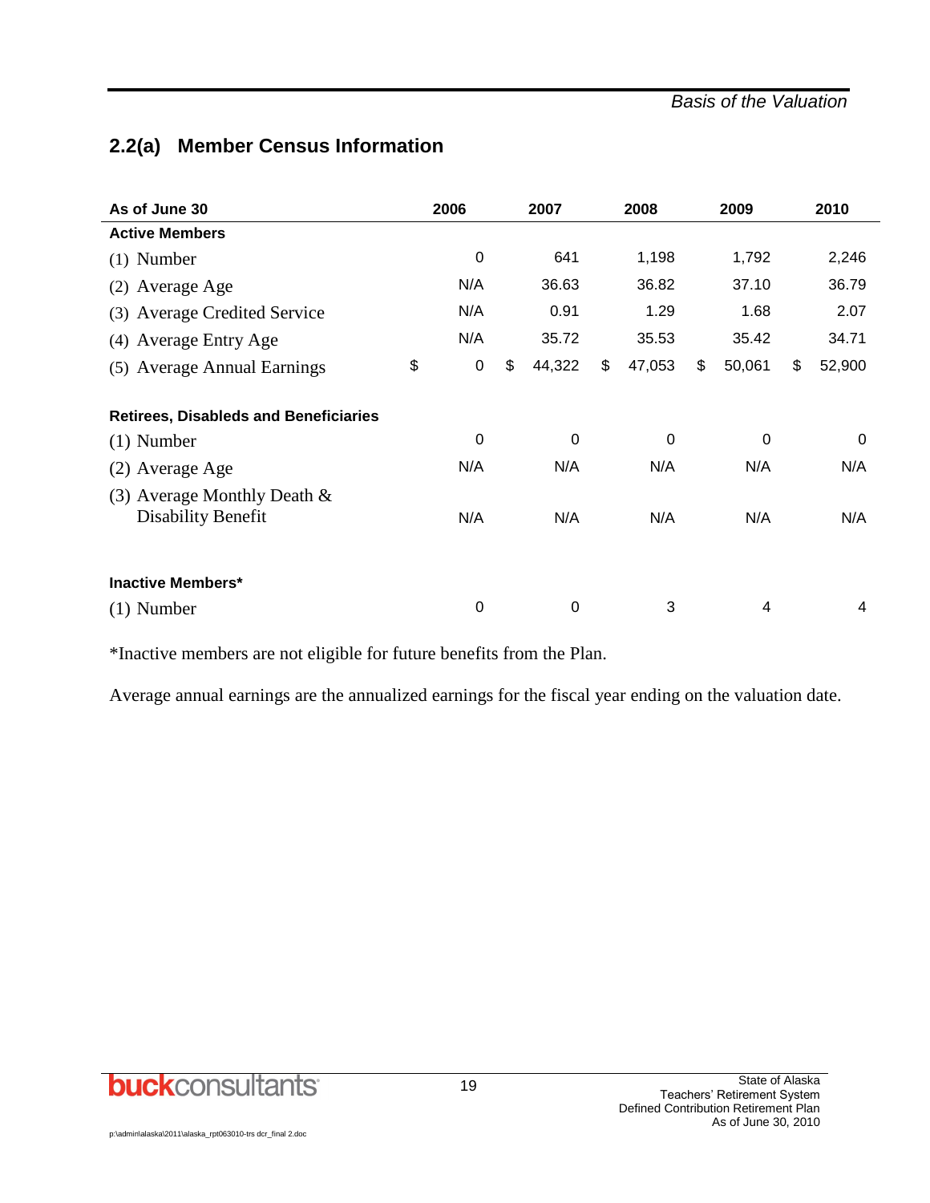## 2.2(a) Member Census Information

| As of June 30 | 2006 | 2007 | 2008 | 2009 | 2010 |
|---|---|---|---|---|---|
| **Active Members** | | | | | |
| (1) Number | 0 | 641 | 1,198 | 1,792 | 2,246 |
| (2) Average Age | N/A | 36.63 | 36.82 | 37.10 | 36.79 |
| (3) Average Credited Service | N/A | 0.91 | 1.29 | 1.68 | 2.07 |
| (4) Average Entry Age | N/A | 35.72 | 35.53 | 35.42 | 34.71 |
| (5) Average Annual Earnings | $ 0 | $ 44,322 | $ 47,053 | $ 50,061 | $ 52,900 |
| **Retirees, Disableds and Beneficiaries** | | | | | |
| (1) Number | 0 | 0 | 0 | 0 | 0 |
| (2) Average Age | N/A | N/A | N/A | N/A | N/A |
| (3) Average Monthly Death & Disability Benefit | N/A | N/A | N/A | N/A | N/A |
| **Inactive Members*** | | | | | |
| (1) Number | 0 | 0 | 3 | 4 | 4 |

*Inactive members are not eligible for future benefits from the Plan.

Average annual earnings are the annualized earnings for the fiscal year ending on the valuation date.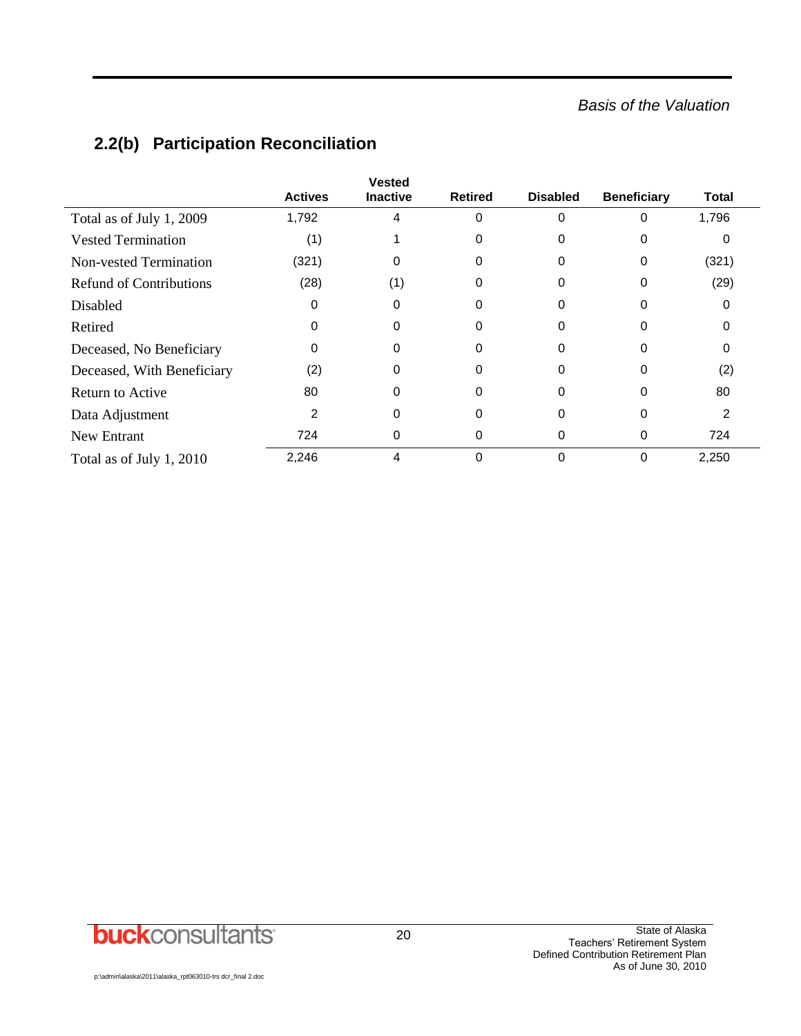## 2.2(b) Participation Reconciliation

| | Actives | Vested Inactive | Retired | Disabled | Beneficiary | Total |
|---|---|---|---|---|---|---|
| Total as of July 1, 2009 | 1,792 | 4 | 0 | 0 | 0 | 1,796 |
| Vested Termination | (1) | 1 | 0 | 0 | 0 | 0 |
| Non-vested Termination | (321) | 0 | 0 | 0 | 0 | (321) |
| Refund of Contributions | (28) | (1) | 0 | 0 | 0 | (29) |
| Disabled | 0 | 0 | 0 | 0 | 0 | 0 |
| Retired | 0 | 0 | 0 | 0 | 0 | 0 |
| Deceased, No Beneficiary | 0 | 0 | 0 | 0 | 0 | 0 |
| Deceased, With Beneficiary | (2) | 0 | 0 | 0 | 0 | (2) |
| Return to Active | 80 | 0 | 0 | 0 | 0 | 80 |
| Data Adjustment | 2 | 0 | 0 | 0 | 0 | 2 |
| New Entrant | 724 | 0 | 0 | 0 | 0 | 724 |
| Total as of July 1, 2010 | 2,246 | 4 | 0 | 0 | 0 | 2,250 |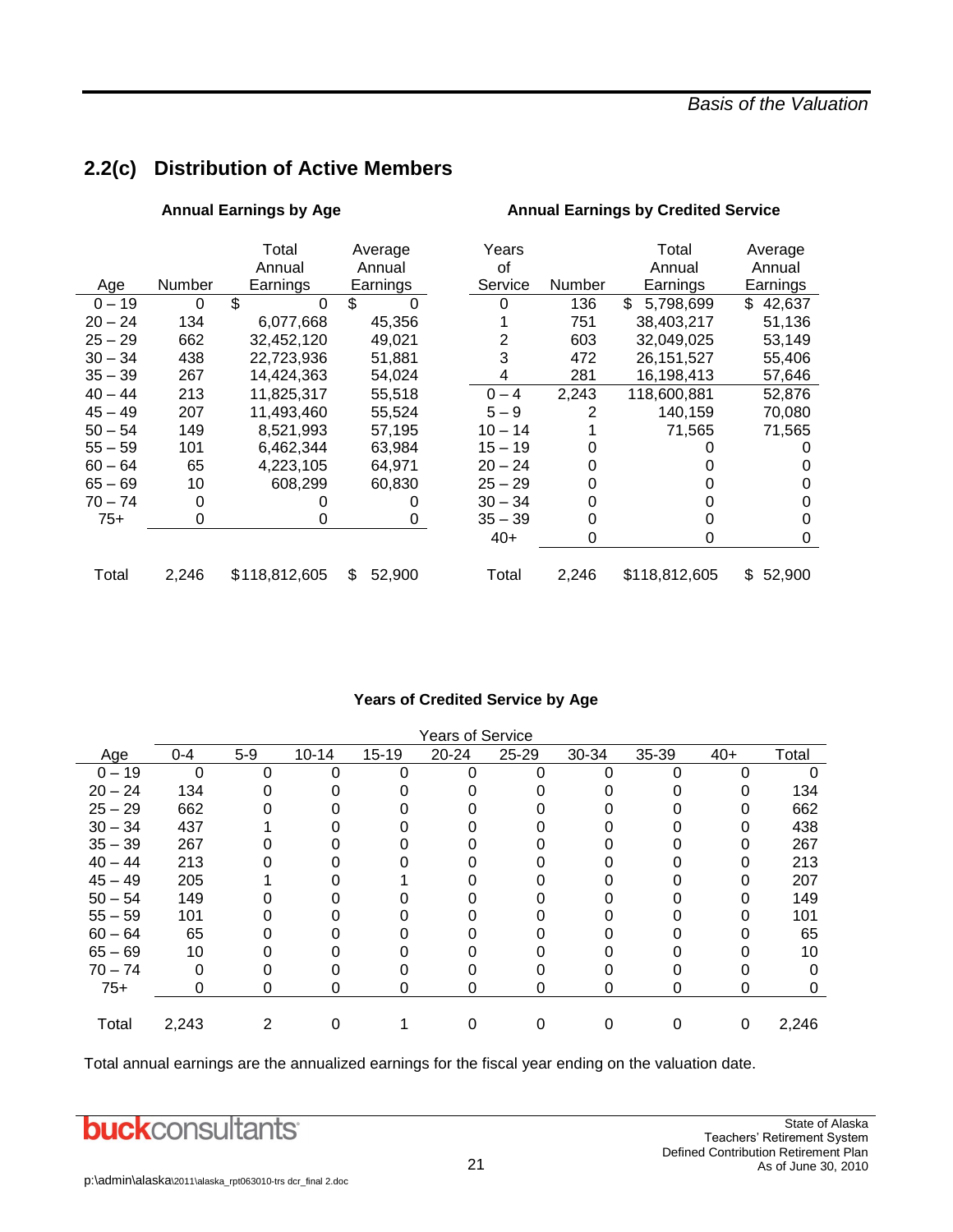## 2.2(c) Distribution of Active Members

### Annual Earnings by Age

| Age | Number | Total Annual Earnings | Average Annual Earnings |
|---|---|---|---|
| 0 – 19 | 0 | $ 0 | $ 0 |
| 20 – 24 | 134 | 6,077,668 | 45,356 |
| 25 – 29 | 662 | 32,452,120 | 49,021 |
| 30 – 34 | 438 | 22,723,936 | 51,881 |
| 35 – 39 | 267 | 14,424,363 | 54,024 |
| 40 – 44 | 213 | 11,825,317 | 55,518 |
| 45 – 49 | 207 | 11,493,460 | 55,524 |
| 50 – 54 | 149 | 8,521,993 | 57,195 |
| 55 – 59 | 101 | 6,462,344 | 63,984 |
| 60 – 64 | 65 | 4,223,105 | 64,971 |
| 65 – 69 | 10 | 608,299 | 60,830 |
| 70 – 74 | 0 | 0 | 0 |
| 75+ | 0 | 0 | 0 |
| Total | 2,246 | $118,812,605 | $ 52,900 |

### Annual Earnings by Credited Service

| Years of Service | Number | Total Annual Earnings | Average Annual Earnings |
|---|---|---|---|
| 0 | 136 | $ 5,798,699 | $ 42,637 |
| 1 | 751 | 38,403,217 | 51,136 |
| 2 | 603 | 32,049,025 | 53,149 |
| 3 | 472 | 26,151,527 | 55,406 |
| 4 | 281 | 16,198,413 | 57,646 |
| 0 – 4 | 2,243 | 118,600,881 | 52,876 |
| 5 – 9 | 2 | 140,159 | 70,080 |
| 10 – 14 | 1 | 71,565 | 71,565 |
| 15 – 19 | 0 | 0 | 0 |
| 20 – 24 | 0 | 0 | 0 |
| 25 – 29 | 0 | 0 | 0 |
| 30 – 34 | 0 | 0 | 0 |
| 35 – 39 | 0 | 0 | 0 |
| 40+ | 0 | 0 | 0 |
| Total | 2,246 | $118,812,605 | $ 52,900 |

### Years of Credited Service by Age

| | Years of Service | | | | | | | | | |
|---|---|---|---|---|---|---|---|---|---|---|
| Age | 0-4 | 5-9 | 10-14 | 15-19 | 20-24 | 25-29 | 30-34 | 35-39 | 40+ | Total |
| 0 – 19 | 0 | 0 | 0 | 0 | 0 | 0 | 0 | 0 | 0 | 0 |
| 20 – 24 | 134 | 0 | 0 | 0 | 0 | 0 | 0 | 0 | 0 | 134 |
| 25 – 29 | 662 | 0 | 0 | 0 | 0 | 0 | 0 | 0 | 0 | 662 |
| 30 – 34 | 437 | 1 | 0 | 0 | 0 | 0 | 0 | 0 | 0 | 438 |
| 35 – 39 | 267 | 0 | 0 | 0 | 0 | 0 | 0 | 0 | 0 | 267 |
| 40 – 44 | 213 | 0 | 0 | 0 | 0 | 0 | 0 | 0 | 0 | 213 |
| 45 – 49 | 205 | 1 | 0 | 1 | 0 | 0 | 0 | 0 | 0 | 207 |
| 50 – 54 | 149 | 0 | 0 | 0 | 0 | 0 | 0 | 0 | 0 | 149 |
| 55 – 59 | 101 | 0 | 0 | 0 | 0 | 0 | 0 | 0 | 0 | 101 |
| 60 – 64 | 65 | 0 | 0 | 0 | 0 | 0 | 0 | 0 | 0 | 65 |
| 65 – 69 | 10 | 0 | 0 | 0 | 0 | 0 | 0 | 0 | 0 | 10 |
| 70 – 74 | 0 | 0 | 0 | 0 | 0 | 0 | 0 | 0 | 0 | 0 |
| 75+ | 0 | 0 | 0 | 0 | 0 | 0 | 0 | 0 | 0 | 0 |
| Total | 2,243 | 2 | 0 | 1 | 0 | 0 | 0 | 0 | 0 | 2,246 |

Total annual earnings are the annualized earnings for the fiscal year ending on the valuation date.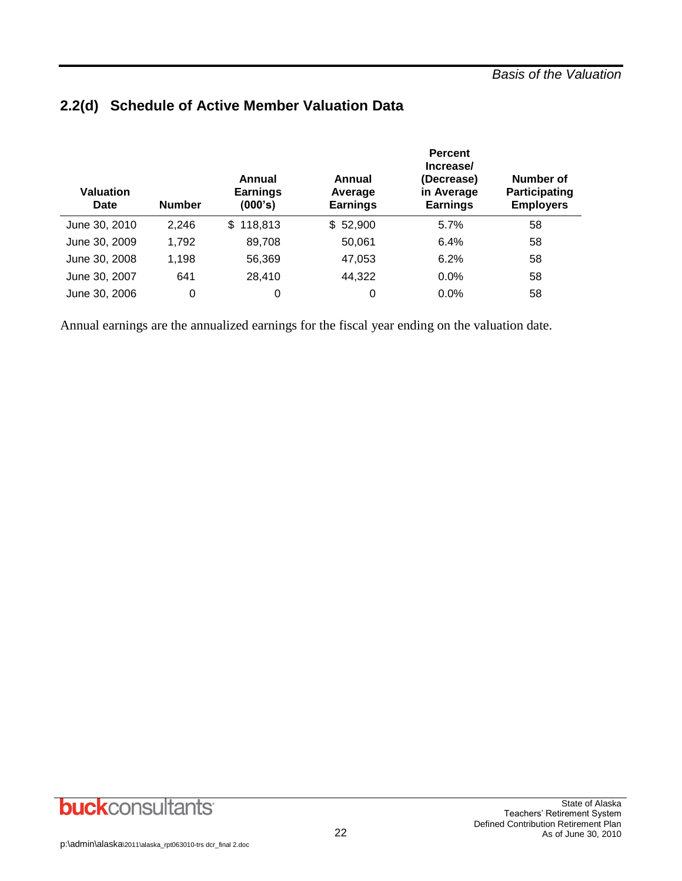## 2.2(d) Schedule of Active Member Valuation Data

| Valuation Date | Number | Annual Earnings (000's) | Annual Average Earnings | Percent Increase/ (Decrease) in Average Earnings | Number of Participating Employers |
|---|---|---|---|---|---|
| June 30, 2010 | 2,246 | $ 118,813 | $ 52,900 | 5.7% | 58 |
| June 30, 2009 | 1,792 | 89,708 | 50,061 | 6.4% | 58 |
| June 30, 2008 | 1,198 | 56,369 | 47,053 | 6.2% | 58 |
| June 30, 2007 | 641 | 28,410 | 44,322 | 0.0% | 58 |
| June 30, 2006 | 0 | 0 | 0 | 0.0% | 58 |

Annual earnings are the annualized earnings for the fiscal year ending on the valuation date.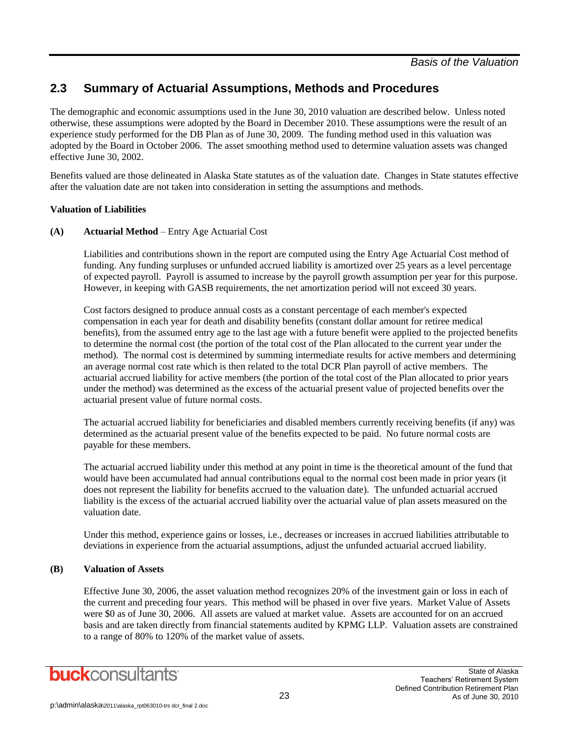## 2.3 Summary of Actuarial Assumptions, Methods and Procedures

The demographic and economic assumptions used in the June 30, 2010 valuation are described below. Unless noted otherwise, these assumptions were adopted by the Board in December 2010. These assumptions were the result of an experience study performed for the DB Plan as of June 30, 2009. The funding method used in this valuation was adopted by the Board in October 2006. The asset smoothing method used to determine valuation assets was changed effective June 30, 2002.

Benefits valued are those delineated in Alaska State statutes as of the valuation date. Changes in State statutes effective after the valuation date are not taken into consideration in setting the assumptions and methods.

**Valuation of Liabilities**

**(A) Actuarial Method** – Entry Age Actuarial Cost

Liabilities and contributions shown in the report are computed using the Entry Age Actuarial Cost method of funding. Any funding surpluses or unfunded accrued liability is amortized over 25 years as a level percentage of expected payroll. Payroll is assumed to increase by the payroll growth assumption per year for this purpose. However, in keeping with GASB requirements, the net amortization period will not exceed 30 years.

Cost factors designed to produce annual costs as a constant percentage of each member's expected compensation in each year for death and disability benefits (constant dollar amount for retiree medical benefits), from the assumed entry age to the last age with a future benefit were applied to the projected benefits to determine the normal cost (the portion of the total cost of the Plan allocated to the current year under the method). The normal cost is determined by summing intermediate results for active members and determining an average normal cost rate which is then related to the total DCR Plan payroll of active members. The actuarial accrued liability for active members (the portion of the total cost of the Plan allocated to prior years under the method) was determined as the excess of the actuarial present value of projected benefits over the actuarial present value of future normal costs.

The actuarial accrued liability for beneficiaries and disabled members currently receiving benefits (if any) was determined as the actuarial present value of the benefits expected to be paid. No future normal costs are payable for these members.

The actuarial accrued liability under this method at any point in time is the theoretical amount of the fund that would have been accumulated had annual contributions equal to the normal cost been made in prior years (it does not represent the liability for benefits accrued to the valuation date). The unfunded actuarial accrued liability is the excess of the actuarial accrued liability over the actuarial value of plan assets measured on the valuation date.

Under this method, experience gains or losses, i.e., decreases or increases in accrued liabilities attributable to deviations in experience from the actuarial assumptions, adjust the unfunded actuarial accrued liability.

**(B) Valuation of Assets**

Effective June 30, 2006, the asset valuation method recognizes 20% of the investment gain or loss in each of the current and preceding four years. This method will be phased in over five years. Market Value of Assets were $0 as of June 30, 2006. All assets are valued at market value. Assets are accounted for on an accrued basis and are taken directly from financial statements audited by KPMG LLP. Valuation assets are constrained to a range of 80% to 120% of the market value of assets.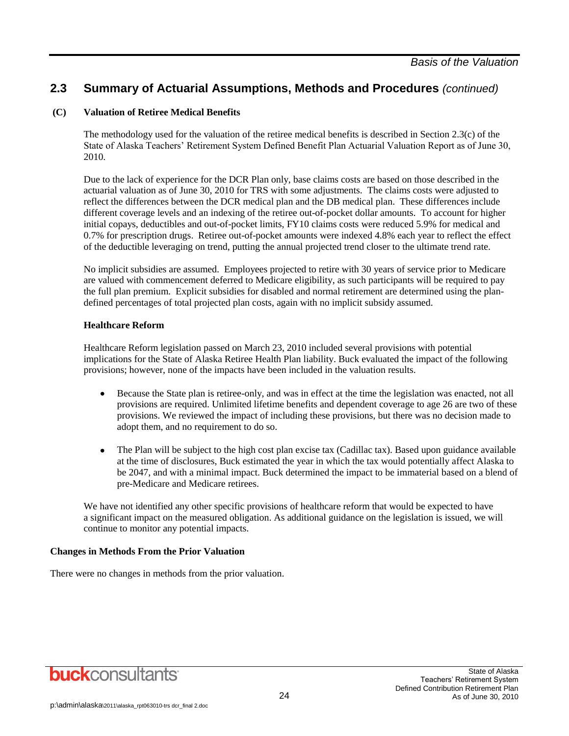## 2.3 Summary of Actuarial Assumptions, Methods and Procedures *(continued)*

**(C) Valuation of Retiree Medical Benefits**

The methodology used for the valuation of the retiree medical benefits is described in Section 2.3(c) of the State of Alaska Teachers' Retirement System Defined Benefit Plan Actuarial Valuation Report as of June 30, 2010.

Due to the lack of experience for the DCR Plan only, base claims costs are based on those described in the actuarial valuation as of June 30, 2010 for TRS with some adjustments. The claims costs were adjusted to reflect the differences between the DCR medical plan and the DB medical plan. These differences include different coverage levels and an indexing of the retiree out-of-pocket dollar amounts. To account for higher initial copays, deductibles and out-of-pocket limits, FY10 claims costs were reduced 5.9% for medical and 0.7% for prescription drugs. Retiree out-of-pocket amounts were indexed 4.8% each year to reflect the effect of the deductible leveraging on trend, putting the annual projected trend closer to the ultimate trend rate.

No implicit subsidies are assumed. Employees projected to retire with 30 years of service prior to Medicare are valued with commencement deferred to Medicare eligibility, as such participants will be required to pay the full plan premium. Explicit subsidies for disabled and normal retirement are determined using the plan-defined percentages of total projected plan costs, again with no implicit subsidy assumed.

**Healthcare Reform**

Healthcare Reform legislation passed on March 23, 2010 included several provisions with potential implications for the State of Alaska Retiree Health Plan liability. Buck evaluated the impact of the following provisions; however, none of the impacts have been included in the valuation results.

- Because the State plan is retiree-only, and was in effect at the time the legislation was enacted, not all provisions are required. Unlimited lifetime benefits and dependent coverage to age 26 are two of these provisions. We reviewed the impact of including these provisions, but there was no decision made to adopt them, and no requirement to do so.
- The Plan will be subject to the high cost plan excise tax (Cadillac tax). Based upon guidance available at the time of disclosures, Buck estimated the year in which the tax would potentially affect Alaska to be 2047, and with a minimal impact. Buck determined the impact to be immaterial based on a blend of pre-Medicare and Medicare retirees.

We have not identified any other specific provisions of healthcare reform that would be expected to have a significant impact on the measured obligation. As additional guidance on the legislation is issued, we will continue to monitor any potential impacts.

**Changes in Methods From the Prior Valuation**

There were no changes in methods from the prior valuation.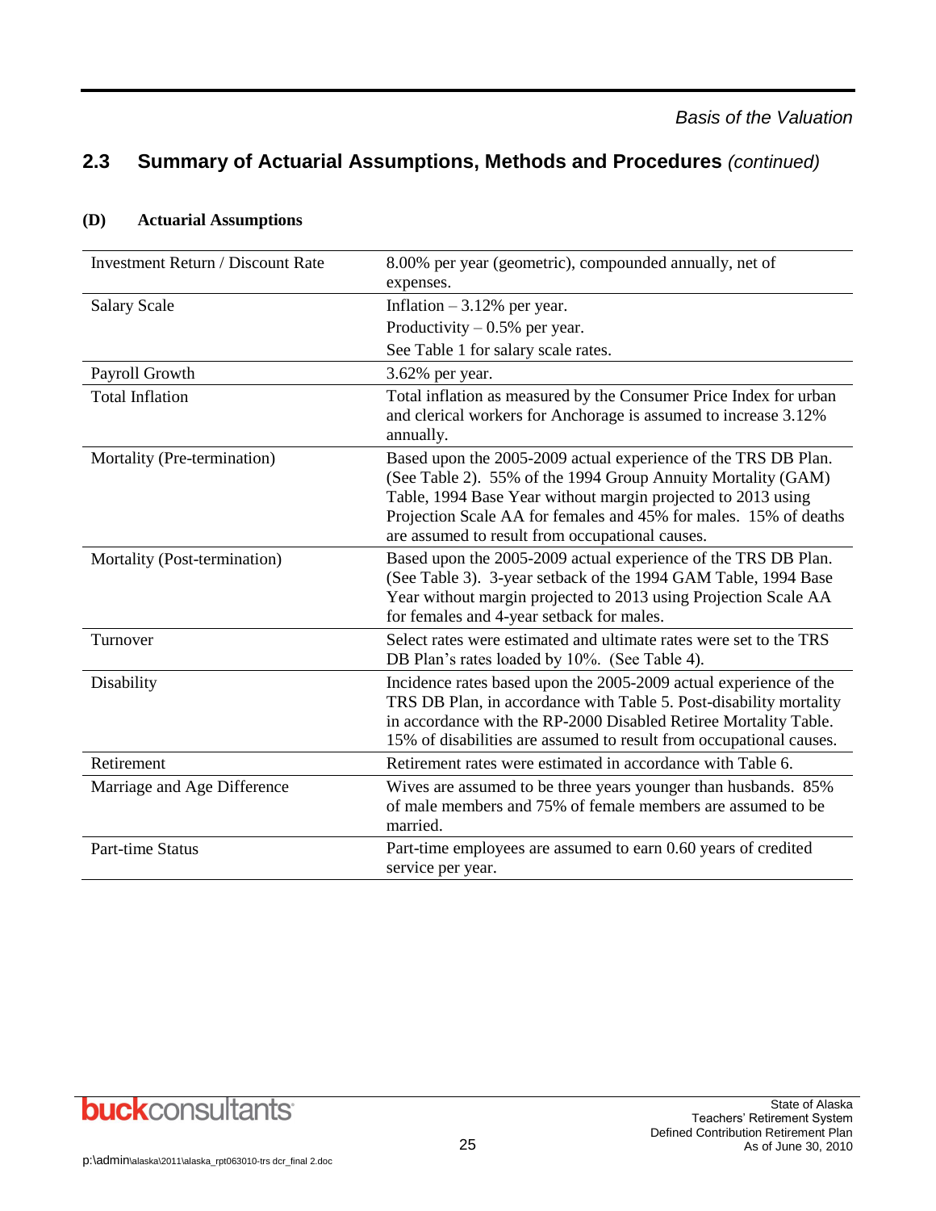## 2.3 Summary of Actuarial Assumptions, Methods and Procedures *(continued)*

### (D) Actuarial Assumptions

| | |
|---|---|
| Investment Return / Discount Rate | 8.00% per year (geometric), compounded annually, net of expenses. |
| Salary Scale | Inflation – 3.12% per year.<br>Productivity – 0.5% per year.<br>See Table 1 for salary scale rates. |
| Payroll Growth | 3.62% per year. |
| Total Inflation | Total inflation as measured by the Consumer Price Index for urban and clerical workers for Anchorage is assumed to increase 3.12% annually. |
| Mortality (Pre-termination) | Based upon the 2005-2009 actual experience of the TRS DB Plan. (See Table 2). 55% of the 1994 Group Annuity Mortality (GAM) Table, 1994 Base Year without margin projected to 2013 using Projection Scale AA for females and 45% for males. 15% of deaths are assumed to result from occupational causes. |
| Mortality (Post-termination) | Based upon the 2005-2009 actual experience of the TRS DB Plan. (See Table 3). 3-year setback of the 1994 GAM Table, 1994 Base Year without margin projected to 2013 using Projection Scale AA for females and 4-year setback for males. |
| Turnover | Select rates were estimated and ultimate rates were set to the TRS DB Plan's rates loaded by 10%. (See Table 4). |
| Disability | Incidence rates based upon the 2005-2009 actual experience of the TRS DB Plan, in accordance with Table 5. Post-disability mortality in accordance with the RP-2000 Disabled Retiree Mortality Table. 15% of disabilities are assumed to result from occupational causes. |
| Retirement | Retirement rates were estimated in accordance with Table 6. |
| Marriage and Age Difference | Wives are assumed to be three years younger than husbands. 85% of male members and 75% of female members are assumed to be married. |
| Part-time Status | Part-time employees are assumed to earn 0.60 years of credited service per year. |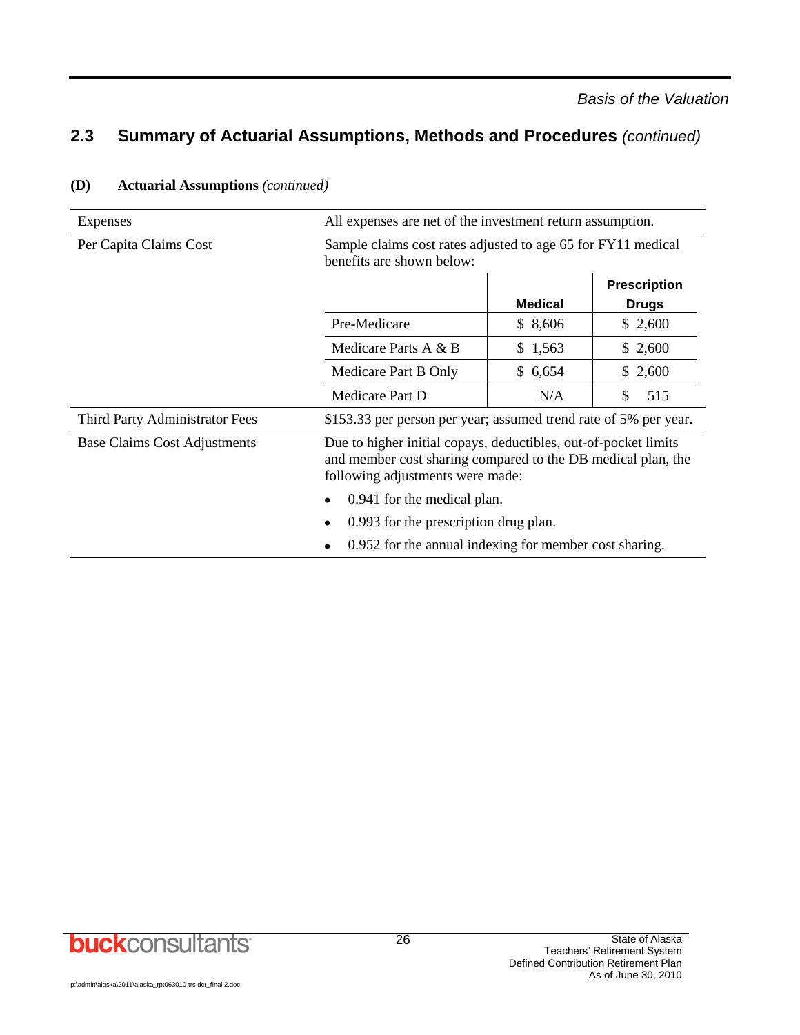## 2.3 Summary of Actuarial Assumptions, Methods and Procedures *(continued)*

**(D) Actuarial Assumptions** *(continued)*

| | |
|---|---|
| Expenses | All expenses are net of the investment return assumption. |
| Per Capita Claims Cost | Sample claims cost rates adjusted to age 65 for FY11 medical benefits are shown below: |

| | Medical | Prescription Drugs |
|---|---|---|
| Pre-Medicare | $ 8,606 | $ 2,600 |
| Medicare Parts A & B | $ 1,563 | $ 2,600 |
| Medicare Part B Only | $ 6,654 | $ 2,600 |
| Medicare Part D | N/A | $ 515 |

| | |
|---|---|
| Third Party Administrator Fees | $153.33 per person per year; assumed trend rate of 5% per year. |
| Base Claims Cost Adjustments | Due to higher initial copays, deductibles, out-of-pocket limits and member cost sharing compared to the DB medical plan, the following adjustments were made:<br>• 0.941 for the medical plan.<br>• 0.993 for the prescription drug plan.<br>• 0.952 for the annual indexing for member cost sharing. |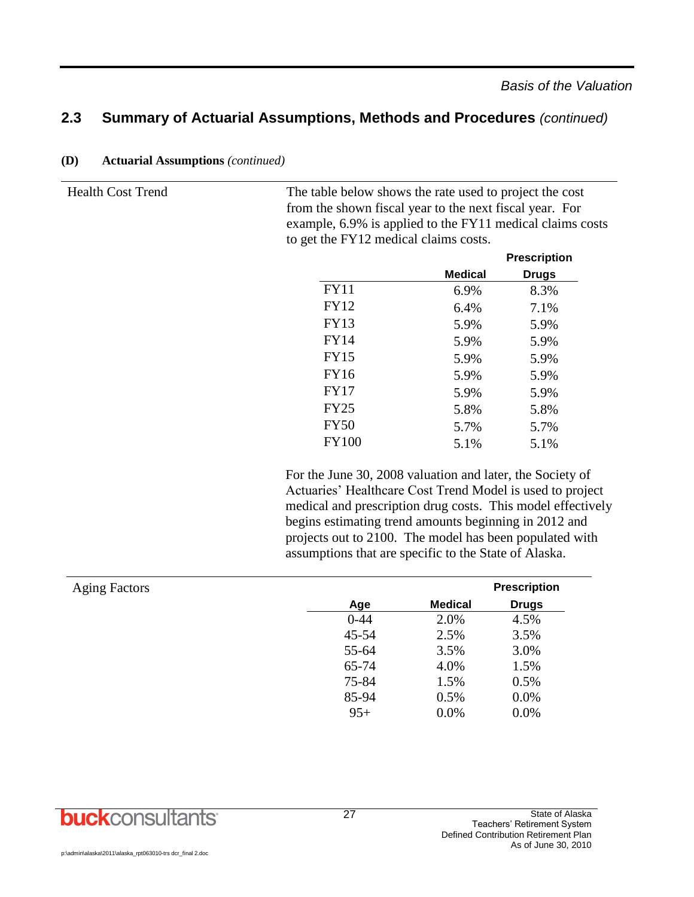## 2.3 Summary of Actuarial Assumptions, Methods and Procedures *(continued)*

**(D) Actuarial Assumptions** *(continued)*

Health Cost Trend

The table below shows the rate used to project the cost from the shown fiscal year to the next fiscal year. For example, 6.9% is applied to the FY11 medical claims costs to get the FY12 medical claims costs.

| | Medical | Prescription Drugs |
|---|---|---|
| FY11 | 6.9% | 8.3% |
| FY12 | 6.4% | 7.1% |
| FY13 | 5.9% | 5.9% |
| FY14 | 5.9% | 5.9% |
| FY15 | 5.9% | 5.9% |
| FY16 | 5.9% | 5.9% |
| FY17 | 5.9% | 5.9% |
| FY25 | 5.8% | 5.8% |
| FY50 | 5.7% | 5.7% |
| FY100 | 5.1% | 5.1% |

For the June 30, 2008 valuation and later, the Society of Actuaries' Healthcare Cost Trend Model is used to project medical and prescription drug costs. This model effectively begins estimating trend amounts beginning in 2012 and projects out to 2100. The model has been populated with assumptions that are specific to the State of Alaska.

Aging Factors

| Age | Medical | Prescription Drugs |
|---|---|---|
| 0-44 | 2.0% | 4.5% |
| 45-54 | 2.5% | 3.5% |
| 55-64 | 3.5% | 3.0% |
| 65-74 | 4.0% | 1.5% |
| 75-84 | 1.5% | 0.5% |
| 85-94 | 0.5% | 0.0% |
| 95+ | 0.0% | 0.0% |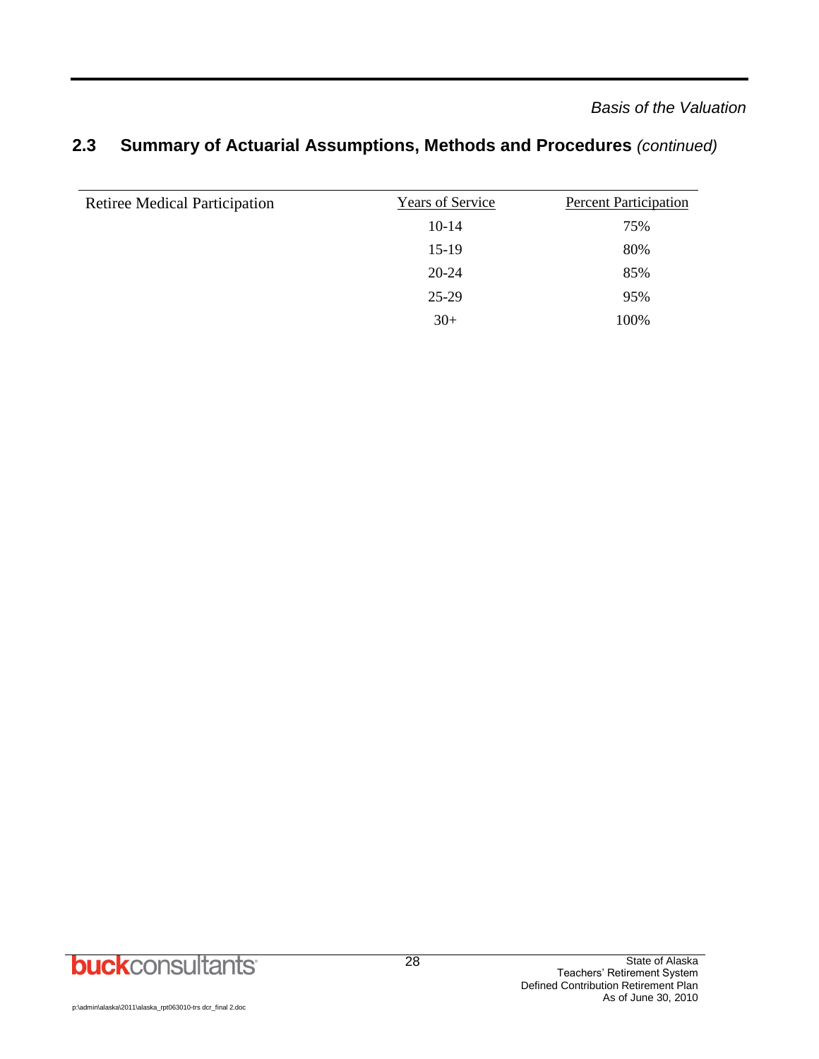## 2.3 Summary of Actuarial Assumptions, Methods and Procedures *(continued)*

| Retiree Medical Participation | Years of Service | Percent Participation |
|---|---|---|
| | 10-14 | 75% |
| | 15-19 | 80% |
| | 20-24 | 85% |
| | 25-29 | 95% |
| | 30+ | 100% |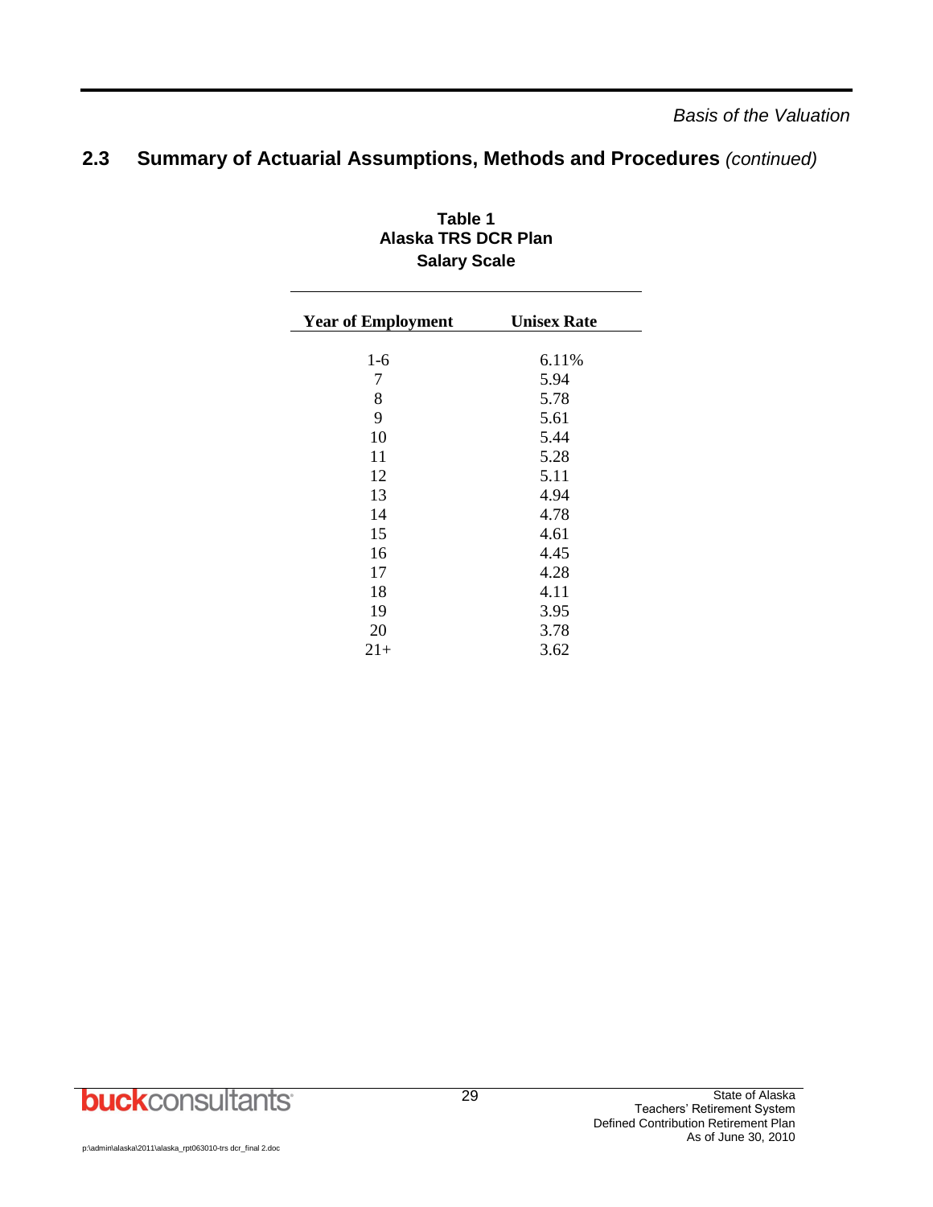## 2.3 Summary of Actuarial Assumptions, Methods and Procedures *(continued)*

**Table 1**
**Alaska TRS DCR Plan**
**Salary Scale**

| Year of Employment | Unisex Rate |
|---|---|
| 1-6 | 6.11% |
| 7 | 5.94 |
| 8 | 5.78 |
| 9 | 5.61 |
| 10 | 5.44 |
| 11 | 5.28 |
| 12 | 5.11 |
| 13 | 4.94 |
| 14 | 4.78 |
| 15 | 4.61 |
| 16 | 4.45 |
| 17 | 4.28 |
| 18 | 4.11 |
| 19 | 3.95 |
| 20 | 3.78 |
| 21+ | 3.62 |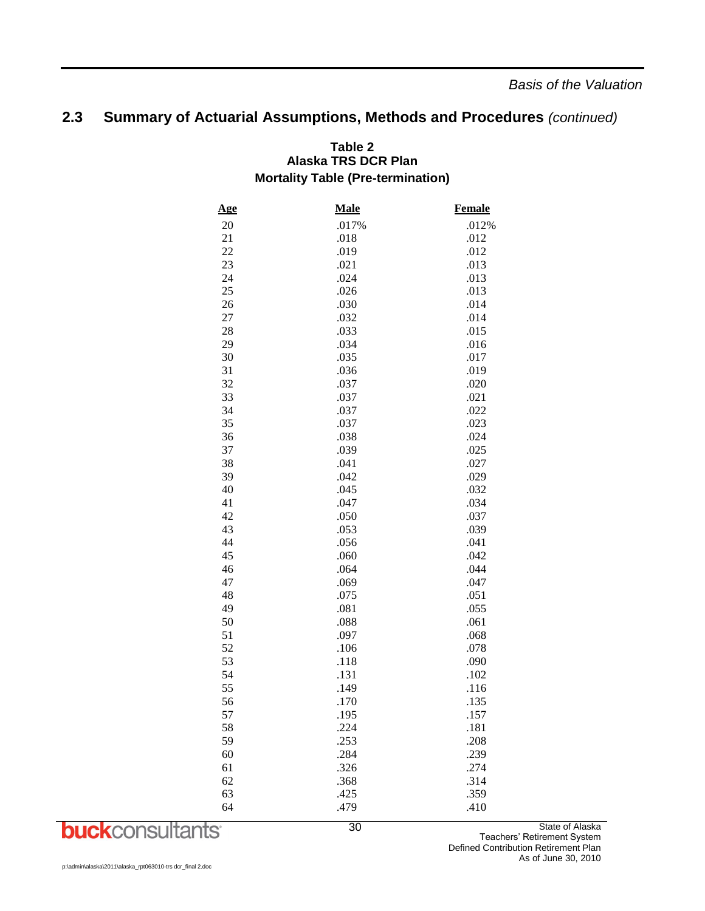## 2.3 Summary of Actuarial Assumptions, Methods and Procedures *(continued)*

**Table 2**
**Alaska TRS DCR Plan**
**Mortality Table (Pre-termination)**

| Age | Male | Female |
|---|---|---|
| 20 | .017% | .012% |
| 21 | .018 | .012 |
| 22 | .019 | .012 |
| 23 | .021 | .013 |
| 24 | .024 | .013 |
| 25 | .026 | .013 |
| 26 | .030 | .014 |
| 27 | .032 | .014 |
| 28 | .033 | .015 |
| 29 | .034 | .016 |
| 30 | .035 | .017 |
| 31 | .036 | .019 |
| 32 | .037 | .020 |
| 33 | .037 | .021 |
| 34 | .037 | .022 |
| 35 | .037 | .023 |
| 36 | .038 | .024 |
| 37 | .039 | .025 |
| 38 | .041 | .027 |
| 39 | .042 | .029 |
| 40 | .045 | .032 |
| 41 | .047 | .034 |
| 42 | .050 | .037 |
| 43 | .053 | .039 |
| 44 | .056 | .041 |
| 45 | .060 | .042 |
| 46 | .064 | .044 |
| 47 | .069 | .047 |
| 48 | .075 | .051 |
| 49 | .081 | .055 |
| 50 | .088 | .061 |
| 51 | .097 | .068 |
| 52 | .106 | .078 |
| 53 | .118 | .090 |
| 54 | .131 | .102 |
| 55 | .149 | .116 |
| 56 | .170 | .135 |
| 57 | .195 | .157 |
| 58 | .224 | .181 |
| 59 | .253 | .208 |
| 60 | .284 | .239 |
| 61 | .326 | .274 |
| 62 | .368 | .314 |
| 63 | .425 | .359 |
| 64 | .479 | .410 |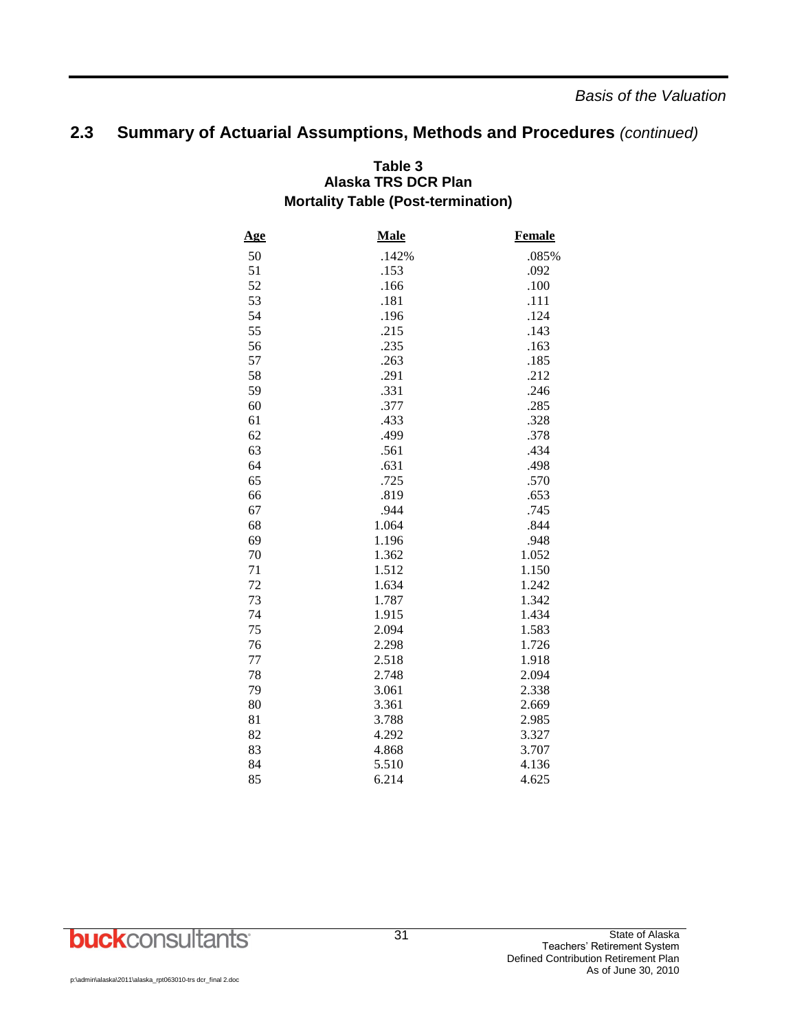## 2.3 Summary of Actuarial Assumptions, Methods and Procedures *(continued)*

**Table 3**
**Alaska TRS DCR Plan**
**Mortality Table (Post-termination)**

| Age | Male | Female |
|---|---|---|
| 50 | .142% | .085% |
| 51 | .153 | .092 |
| 52 | .166 | .100 |
| 53 | .181 | .111 |
| 54 | .196 | .124 |
| 55 | .215 | .143 |
| 56 | .235 | .163 |
| 57 | .263 | .185 |
| 58 | .291 | .212 |
| 59 | .331 | .246 |
| 60 | .377 | .285 |
| 61 | .433 | .328 |
| 62 | .499 | .378 |
| 63 | .561 | .434 |
| 64 | .631 | .498 |
| 65 | .725 | .570 |
| 66 | .819 | .653 |
| 67 | .944 | .745 |
| 68 | 1.064 | .844 |
| 69 | 1.196 | .948 |
| 70 | 1.362 | 1.052 |
| 71 | 1.512 | 1.150 |
| 72 | 1.634 | 1.242 |
| 73 | 1.787 | 1.342 |
| 74 | 1.915 | 1.434 |
| 75 | 2.094 | 1.583 |
| 76 | 2.298 | 1.726 |
| 77 | 2.518 | 1.918 |
| 78 | 2.748 | 2.094 |
| 79 | 3.061 | 2.338 |
| 80 | 3.361 | 2.669 |
| 81 | 3.788 | 2.985 |
| 82 | 4.292 | 3.327 |
| 83 | 4.868 | 3.707 |
| 84 | 5.510 | 4.136 |
| 85 | 6.214 | 4.625 |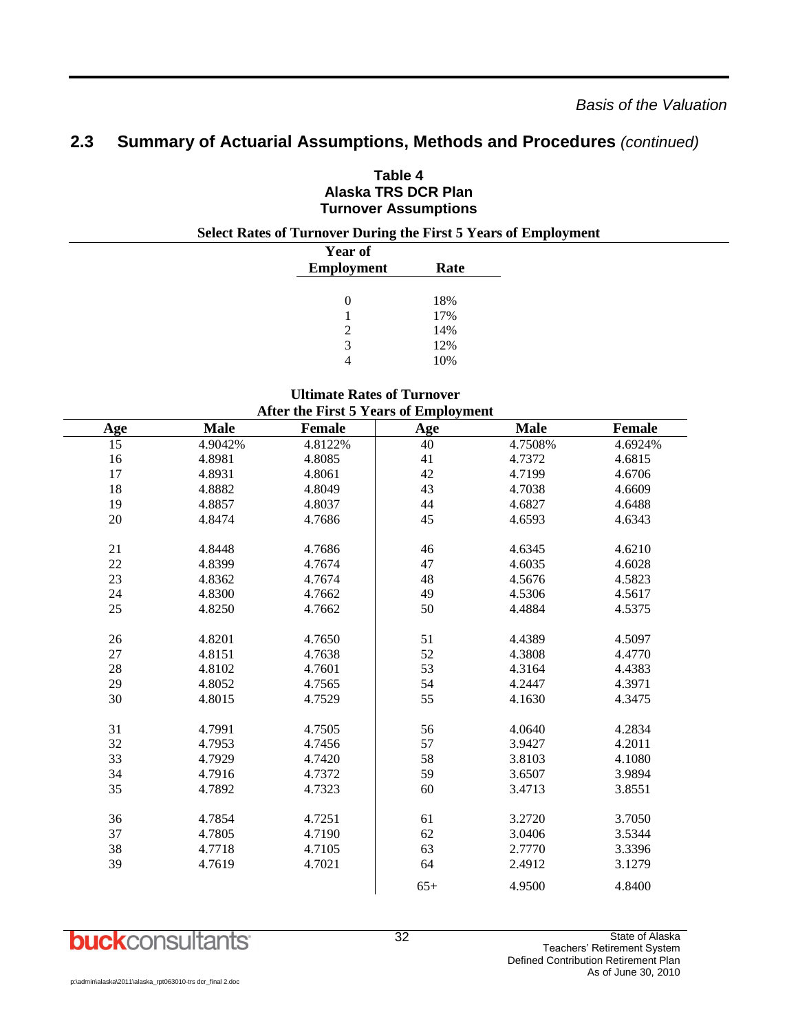*Basis of the Valuation*

## 2.3 Summary of Actuarial Assumptions, Methods and Procedures *(continued)*

**Table 4**
**Alaska TRS DCR Plan**
**Turnover Assumptions**

**Select Rates of Turnover During the First 5 Years of Employment**

| Year of Employment | Rate |
|---|---|
| 0 | 18% |
| 1 | 17% |
| 2 | 14% |
| 3 | 12% |
| 4 | 10% |

**Ultimate Rates of Turnover After the First 5 Years of Employment**

| Age | Male | Female | Age | Male | Female |
|---|---|---|---|---|---|
| 15 | 4.9042% | 4.8122% | 40 | 4.7508% | 4.6924% |
| 16 | 4.8981 | 4.8085 | 41 | 4.7372 | 4.6815 |
| 17 | 4.8931 | 4.8061 | 42 | 4.7199 | 4.6706 |
| 18 | 4.8882 | 4.8049 | 43 | 4.7038 | 4.6609 |
| 19 | 4.8857 | 4.8037 | 44 | 4.6827 | 4.6488 |
| 20 | 4.8474 | 4.7686 | 45 | 4.6593 | 4.6343 |
| 21 | 4.8448 | 4.7686 | 46 | 4.6345 | 4.6210 |
| 22 | 4.8399 | 4.7674 | 47 | 4.6035 | 4.6028 |
| 23 | 4.8362 | 4.7674 | 48 | 4.5676 | 4.5823 |
| 24 | 4.8300 | 4.7662 | 49 | 4.5306 | 4.5617 |
| 25 | 4.8250 | 4.7662 | 50 | 4.4884 | 4.5375 |
| 26 | 4.8201 | 4.7650 | 51 | 4.4389 | 4.5097 |
| 27 | 4.8151 | 4.7638 | 52 | 4.3808 | 4.4770 |
| 28 | 4.8102 | 4.7601 | 53 | 4.3164 | 4.4383 |
| 29 | 4.8052 | 4.7565 | 54 | 4.2447 | 4.3971 |
| 30 | 4.8015 | 4.7529 | 55 | 4.1630 | 4.3475 |
| 31 | 4.7991 | 4.7505 | 56 | 4.0640 | 4.2834 |
| 32 | 4.7953 | 4.7456 | 57 | 3.9427 | 4.2011 |
| 33 | 4.7929 | 4.7420 | 58 | 3.8103 | 4.1080 |
| 34 | 4.7916 | 4.7372 | 59 | 3.6507 | 3.9894 |
| 35 | 4.7892 | 4.7323 | 60 | 3.4713 | 3.8551 |
| 36 | 4.7854 | 4.7251 | 61 | 3.2720 | 3.7050 |
| 37 | 4.7805 | 4.7190 | 62 | 3.0406 | 3.5344 |
| 38 | 4.7718 | 4.7105 | 63 | 2.7770 | 3.3396 |
| 39 | 4.7619 | 4.7021 | 64 | 2.4912 | 3.1279 |
| | | | 65+ | 4.9500 | 4.8400 |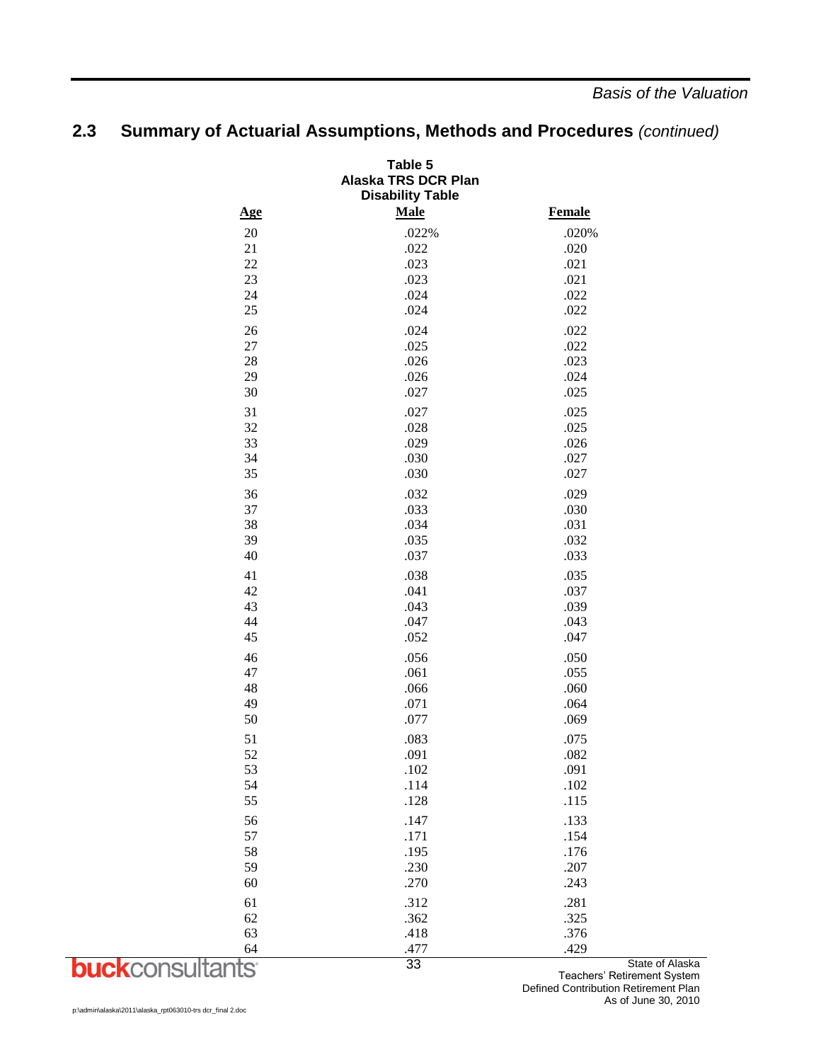## 2.3 Summary of Actuarial Assumptions, Methods and Procedures *(continued)*

**Table 5**
**Alaska TRS DCR Plan**
**Disability Table**

| Age | Male | Female |
|---|---|---|
| 20 | .022% | .020% |
| 21 | .022 | .020 |
| 22 | .023 | .021 |
| 23 | .023 | .021 |
| 24 | .024 | .022 |
| 25 | .024 | .022 |
| 26 | .024 | .022 |
| 27 | .025 | .022 |
| 28 | .026 | .023 |
| 29 | .026 | .024 |
| 30 | .027 | .025 |
| 31 | .027 | .025 |
| 32 | .028 | .025 |
| 33 | .029 | .026 |
| 34 | .030 | .027 |
| 35 | .030 | .027 |
| 36 | .032 | .029 |
| 37 | .033 | .030 |
| 38 | .034 | .031 |
| 39 | .035 | .032 |
| 40 | .037 | .033 |
| 41 | .038 | .035 |
| 42 | .041 | .037 |
| 43 | .043 | .039 |
| 44 | .047 | .043 |
| 45 | .052 | .047 |
| 46 | .056 | .050 |
| 47 | .061 | .055 |
| 48 | .066 | .060 |
| 49 | .071 | .064 |
| 50 | .077 | .069 |
| 51 | .083 | .075 |
| 52 | .091 | .082 |
| 53 | .102 | .091 |
| 54 | .114 | .102 |
| 55 | .128 | .115 |
| 56 | .147 | .133 |
| 57 | .171 | .154 |
| 58 | .195 | .176 |
| 59 | .230 | .207 |
| 60 | .270 | .243 |
| 61 | .312 | .281 |
| 62 | .362 | .325 |
| 63 | .418 | .376 |
| 64 | .477 | .429 |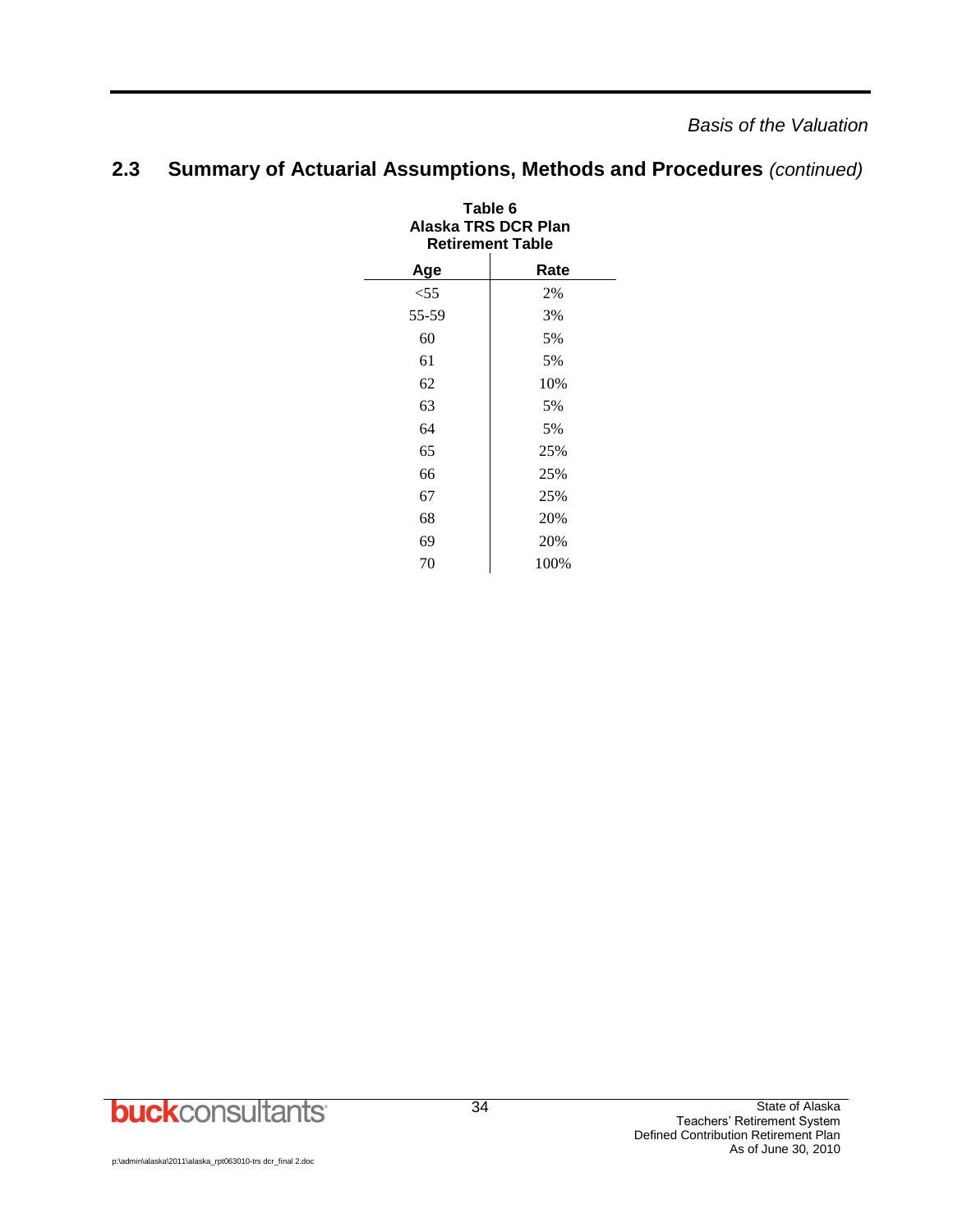## 2.3 Summary of Actuarial Assumptions, Methods and Procedures *(continued)*

**Table 6**
**Alaska TRS DCR Plan**
**Retirement Table**

| Age | Rate |
|---|---|
| <55 | 2% |
| 55-59 | 3% |
| 60 | 5% |
| 61 | 5% |
| 62 | 10% |
| 63 | 5% |
| 64 | 5% |
| 65 | 25% |
| 66 | 25% |
| 67 | 25% |
| 68 | 20% |
| 69 | 20% |
| 70 | 100% |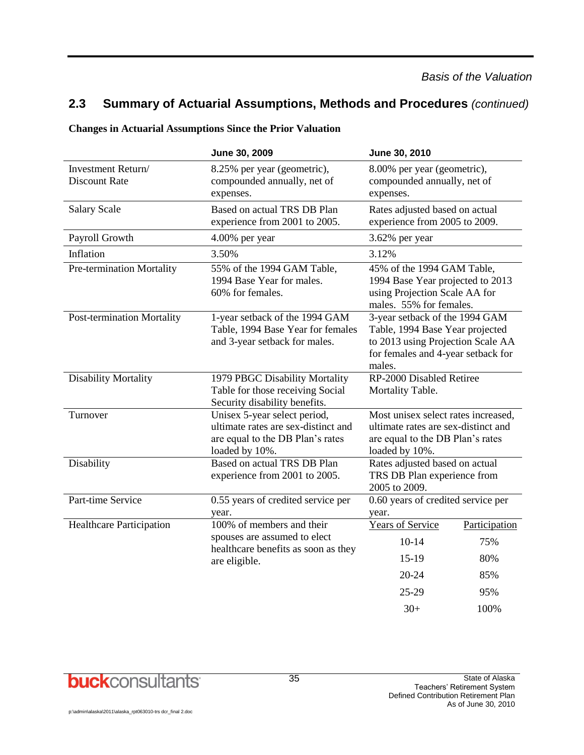## 2.3 Summary of Actuarial Assumptions, Methods and Procedures *(continued)*

**Changes in Actuarial Assumptions Since the Prior Valuation**

| | June 30, 2009 | June 30, 2010 |
|---|---|---|
| Investment Return/ Discount Rate | 8.25% per year (geometric), compounded annually, net of expenses. | 8.00% per year (geometric), compounded annually, net of expenses. |
| Salary Scale | Based on actual TRS DB Plan experience from 2001 to 2005. | Rates adjusted based on actual experience from 2005 to 2009. |
| Payroll Growth | 4.00% per year | 3.62% per year |
| Inflation | 3.50% | 3.12% |
| Pre-termination Mortality | 55% of the 1994 GAM Table, 1994 Base Year for males. 60% for females. | 45% of the 1994 GAM Table, 1994 Base Year projected to 2013 using Projection Scale AA for males. 55% for females. |
| Post-termination Mortality | 1-year setback of the 1994 GAM Table, 1994 Base Year for females and 3-year setback for males. | 3-year setback of the 1994 GAM Table, 1994 Base Year projected to 2013 using Projection Scale AA for females and 4-year setback for males. |
| Disability Mortality | 1979 PBGC Disability Mortality Table for those receiving Social Security disability benefits. | RP-2000 Disabled Retiree Mortality Table. |
| Turnover | Unisex 5-year select period, ultimate rates are sex-distinct and are equal to the DB Plan's rates loaded by 10%. | Most unisex select rates increased, ultimate rates are sex-distinct and are equal to the DB Plan's rates loaded by 10%. |
| Disability | Based on actual TRS DB Plan experience from 2001 to 2005. | Rates adjusted based on actual TRS DB Plan experience from 2005 to 2009. |
| Part-time Service | 0.55 years of credited service per year. | 0.60 years of credited service per year. |
| Healthcare Participation | 100% of members and their spouses are assumed to elect healthcare benefits as soon as they are eligible. | Years of Service / Participation:<br>10-14: 75%<br>15-19: 80%<br>20-24: 85%<br>25-29: 95%<br>30+: 100% |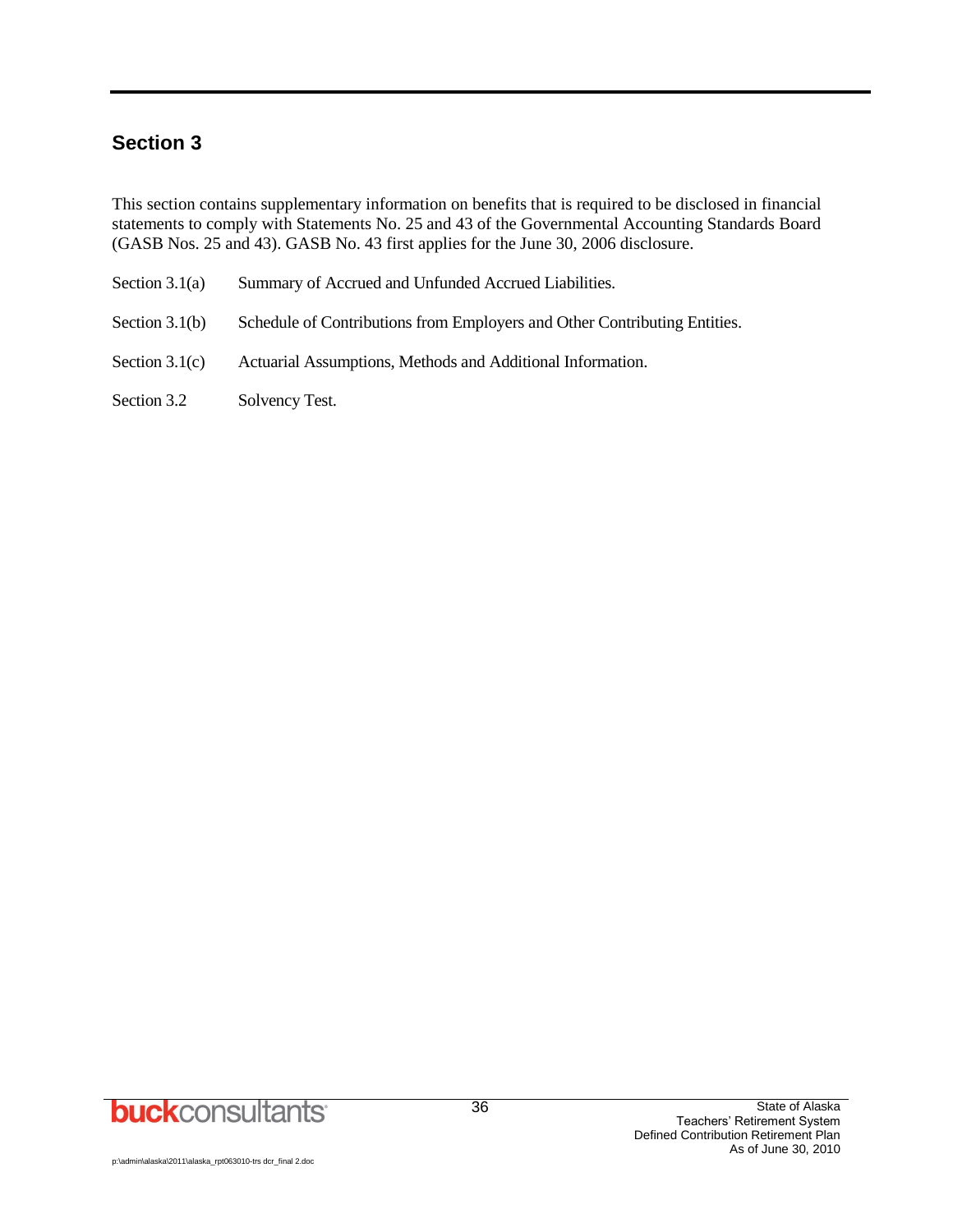## Section 3

This section contains supplementary information on benefits that is required to be disclosed in financial statements to comply with Statements No. 25 and 43 of the Governmental Accounting Standards Board (GASB Nos. 25 and 43). GASB No. 43 first applies for the June 30, 2006 disclosure.

| | |
|---|---|
| Section 3.1(a) | Summary of Accrued and Unfunded Accrued Liabilities. |
| Section 3.1(b) | Schedule of Contributions from Employers and Other Contributing Entities. |
| Section 3.1(c) | Actuarial Assumptions, Methods and Additional Information. |
| Section 3.2 | Solvency Test. |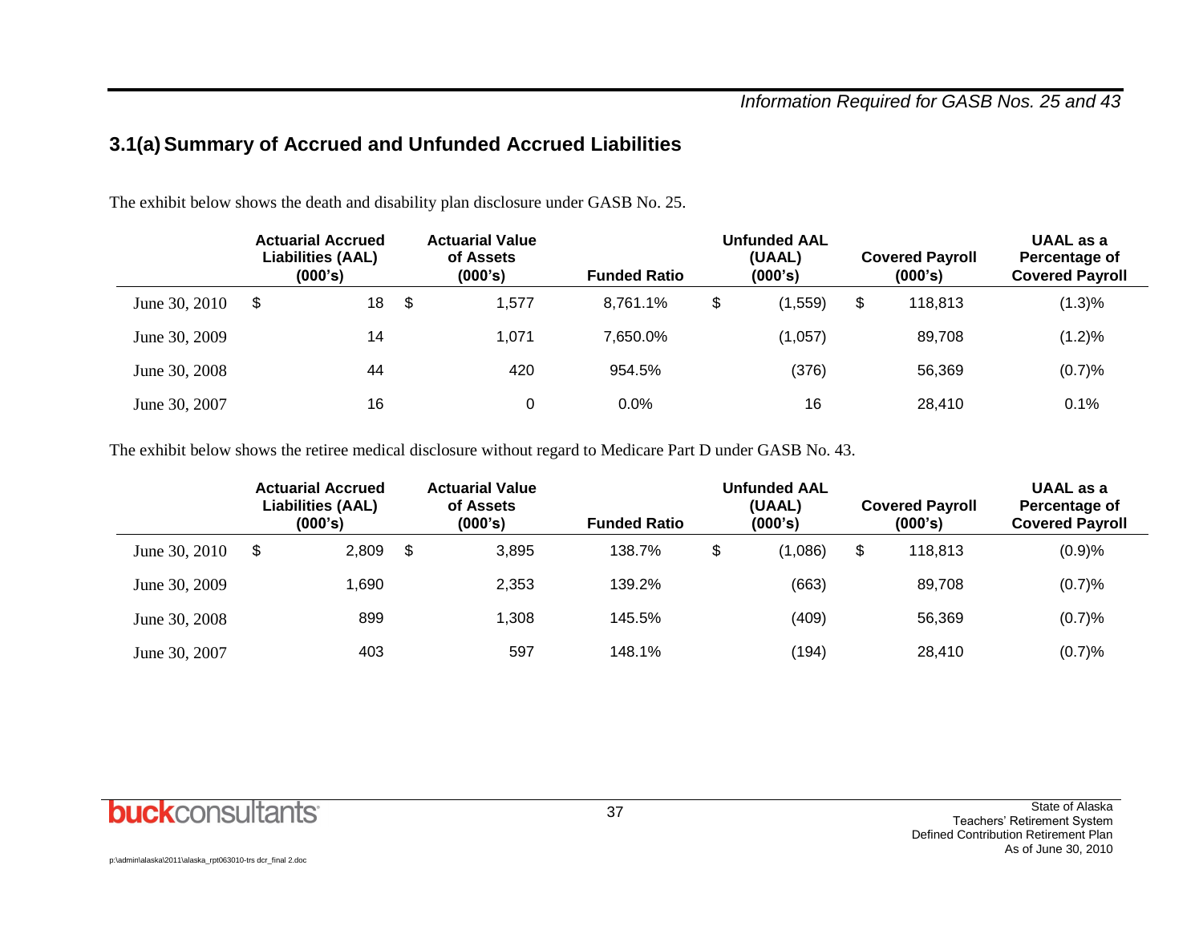## 3.1(a) Summary of Accrued and Unfunded Accrued Liabilities

The exhibit below shows the death and disability plan disclosure under GASB No. 25.

| | Actuarial Accrued Liabilities (AAL) (000's) | Actuarial Value of Assets (000's) | Funded Ratio | Unfunded AAL (UAAL) (000's) | Covered Payroll (000's) | UAAL as a Percentage of Covered Payroll |
|---|---|---|---|---|---|---|
| June 30, 2010 | $ 18 | $ 1,577 | 8,761.1% | $ (1,559) | $ 118,813 | (1.3)% |
| June 30, 2009 | 14 | 1,071 | 7,650.0% | (1,057) | 89,708 | (1.2)% |
| June 30, 2008 | 44 | 420 | 954.5% | (376) | 56,369 | (0.7)% |
| June 30, 2007 | 16 | 0 | 0.0% | 16 | 28,410 | 0.1% |

The exhibit below shows the retiree medical disclosure without regard to Medicare Part D under GASB No. 43.

| | Actuarial Accrued Liabilities (AAL) (000's) | Actuarial Value of Assets (000's) | Funded Ratio | Unfunded AAL (UAAL) (000's) | Covered Payroll (000's) | UAAL as a Percentage of Covered Payroll |
|---|---|---|---|---|---|---|
| June 30, 2010 | $ 2,809 | $ 3,895 | 138.7% | $ (1,086) | $ 118,813 | (0.9)% |
| June 30, 2009 | 1,690 | 2,353 | 139.2% | (663) | 89,708 | (0.7)% |
| June 30, 2008 | 899 | 1,308 | 145.5% | (409) | 56,369 | (0.7)% |
| June 30, 2007 | 403 | 597 | 148.1% | (194) | 28,410 | (0.7)% |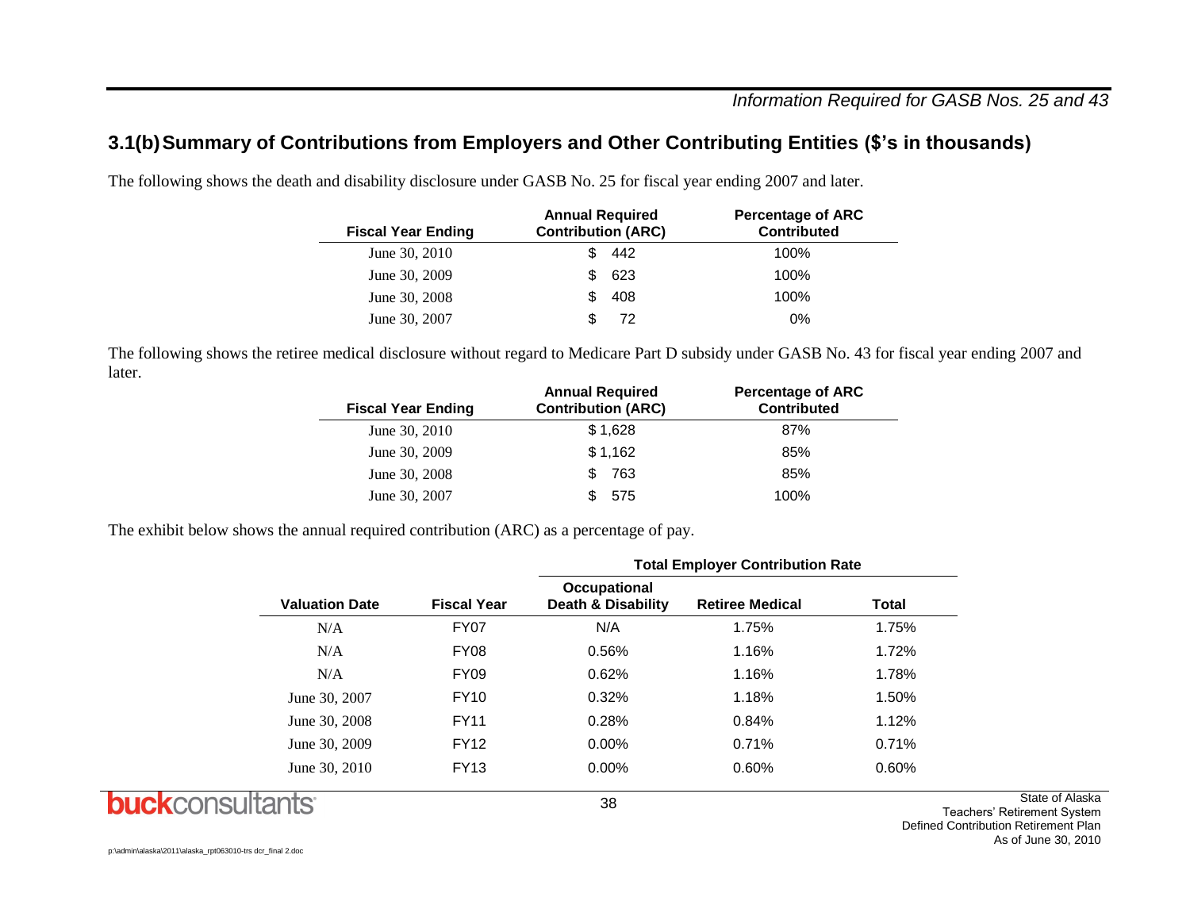### 3.1(b) Summary of Contributions from Employers and Other Contributing Entities ($'s in thousands)

The following shows the death and disability disclosure under GASB No. 25 for fiscal year ending 2007 and later.

| Fiscal Year Ending | Annual Required Contribution (ARC) | Percentage of ARC Contributed |
|---|---|---|
| June 30, 2010 | $ 442 | 100% |
| June 30, 2009 | $ 623 | 100% |
| June 30, 2008 | $ 408 | 100% |
| June 30, 2007 | $ 72 | 0% |

The following shows the retiree medical disclosure without regard to Medicare Part D subsidy under GASB No. 43 for fiscal year ending 2007 and later.

| Fiscal Year Ending | Annual Required Contribution (ARC) | Percentage of ARC Contributed |
|---|---|---|
| June 30, 2010 | $ 1,628 | 87% |
| June 30, 2009 | $ 1,162 | 85% |
| June 30, 2008 | $ 763 | 85% |
| June 30, 2007 | $ 575 | 100% |

The exhibit below shows the annual required contribution (ARC) as a percentage of pay.

| | | Total Employer Contribution Rate | | |
|---|---|---|---|---|
| Valuation Date | Fiscal Year | Occupational Death & Disability | Retiree Medical | Total |
| N/A | FY07 | N/A | 1.75% | 1.75% |
| N/A | FY08 | 0.56% | 1.16% | 1.72% |
| N/A | FY09 | 0.62% | 1.16% | 1.78% |
| June 30, 2007 | FY10 | 0.32% | 1.18% | 1.50% |
| June 30, 2008 | FY11 | 0.28% | 0.84% | 1.12% |
| June 30, 2009 | FY12 | 0.00% | 0.71% | 0.71% |
| June 30, 2010 | FY13 | 0.00% | 0.60% | 0.60% |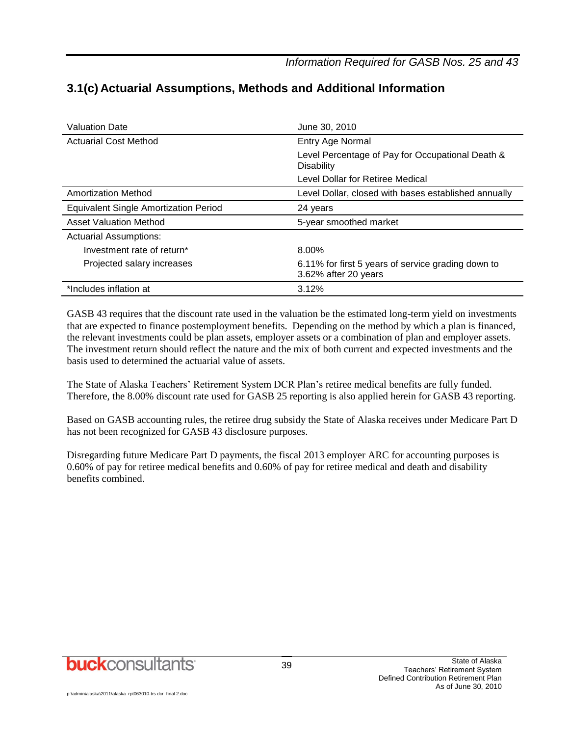## 3.1(c) Actuarial Assumptions, Methods and Additional Information

| | |
|---|---|
| Valuation Date | June 30, 2010 |
| Actuarial Cost Method | Entry Age Normal |
| | Level Percentage of Pay for Occupational Death & Disability |
| | Level Dollar for Retiree Medical |
| Amortization Method | Level Dollar, closed with bases established annually |
| Equivalent Single Amortization Period | 24 years |
| Asset Valuation Method | 5-year smoothed market |
| Actuarial Assumptions: | |
| Investment rate of return* | 8.00% |
| Projected salary increases | 6.11% for first 5 years of service grading down to 3.62% after 20 years |
| *Includes inflation at | 3.12% |

GASB 43 requires that the discount rate used in the valuation be the estimated long-term yield on investments that are expected to finance postemployment benefits. Depending on the method by which a plan is financed, the relevant investments could be plan assets, employer assets or a combination of plan and employer assets. The investment return should reflect the nature and the mix of both current and expected investments and the basis used to determined the actuarial value of assets.

The State of Alaska Teachers' Retirement System DCR Plan's retiree medical benefits are fully funded. Therefore, the 8.00% discount rate used for GASB 25 reporting is also applied herein for GASB 43 reporting.

Based on GASB accounting rules, the retiree drug subsidy the State of Alaska receives under Medicare Part D has not been recognized for GASB 43 disclosure purposes.

Disregarding future Medicare Part D payments, the fiscal 2013 employer ARC for accounting purposes is 0.60% of pay for retiree medical benefits and 0.60% of pay for retiree medical and death and disability benefits combined.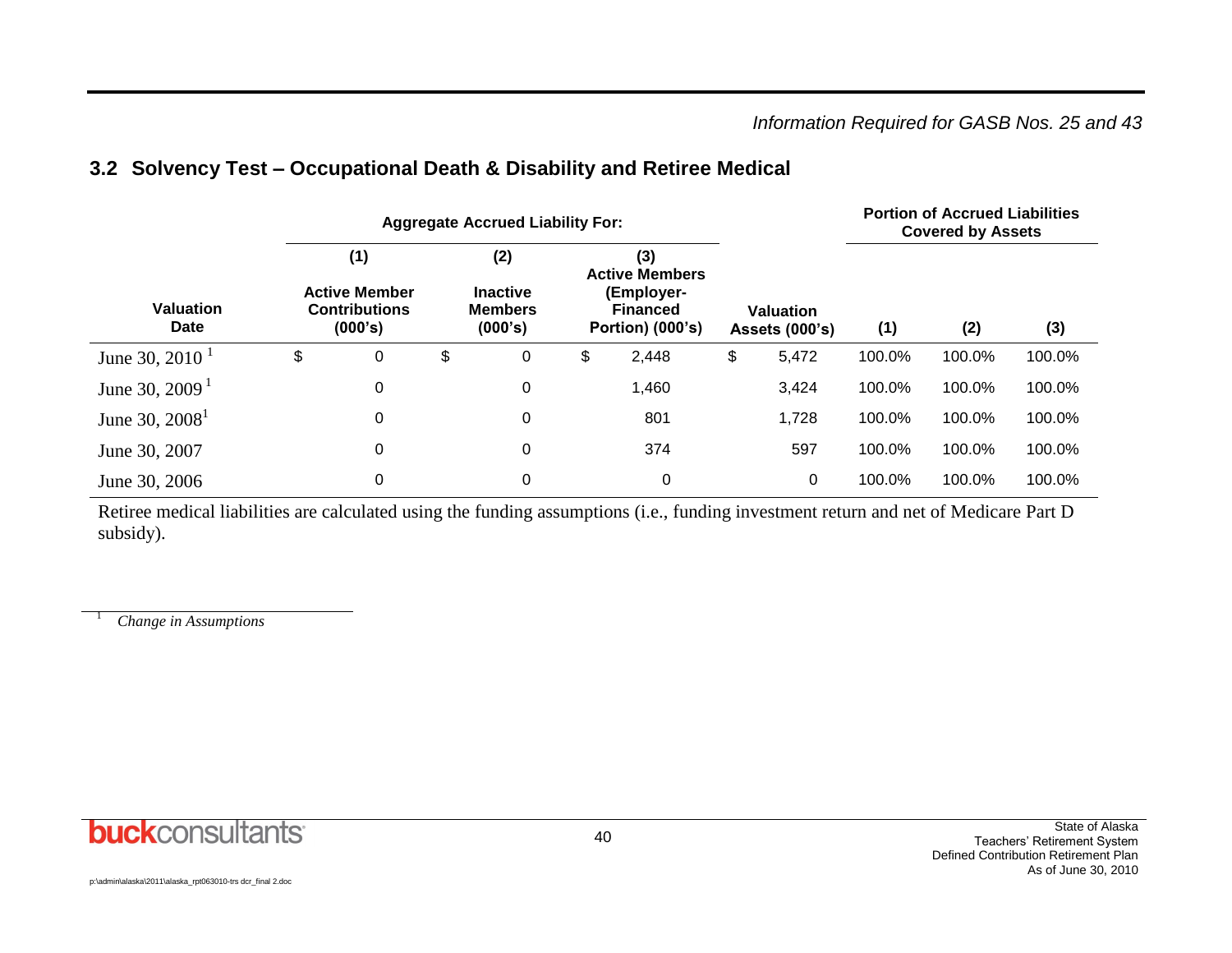*Information Required for GASB Nos. 25 and 43*

## 3.2 Solvency Test – Occupational Death & Disability and Retiree Medical

| | Aggregate Accrued Liability For: | | | | Portion of Accrued Liabilities Covered by Assets | | |
|---|---|---|---|---|---|---|---|
| **Valuation Date** | **(1) Active Member Contributions (000's)** | **(2) Inactive Members (000's)** | **(3) Active Members (Employer-Financed Portion) (000's)** | **Valuation Assets (000's)** | **(1)** | **(2)** | **(3)** |
| June 30, 2010 [1] | $ 0 | $ 0 | $ 2,448 | $ 5,472 | 100.0% | 100.0% | 100.0% |
| June 30, 2009 [1] | 0 | 0 | 1,460 | 3,424 | 100.0% | 100.0% | 100.0% |
| June 30, 2008[1] | 0 | 0 | 801 | 1,728 | 100.0% | 100.0% | 100.0% |
| June 30, 2007 | 0 | 0 | 374 | 597 | 100.0% | 100.0% | 100.0% |
| June 30, 2006 | 0 | 0 | 0 | 0 | 100.0% | 100.0% | 100.0% |

Retiree medical liabilities are calculated using the funding assumptions (i.e., funding investment return and net of Medicare Part D subsidy).

[1] *Change in Assumptions*